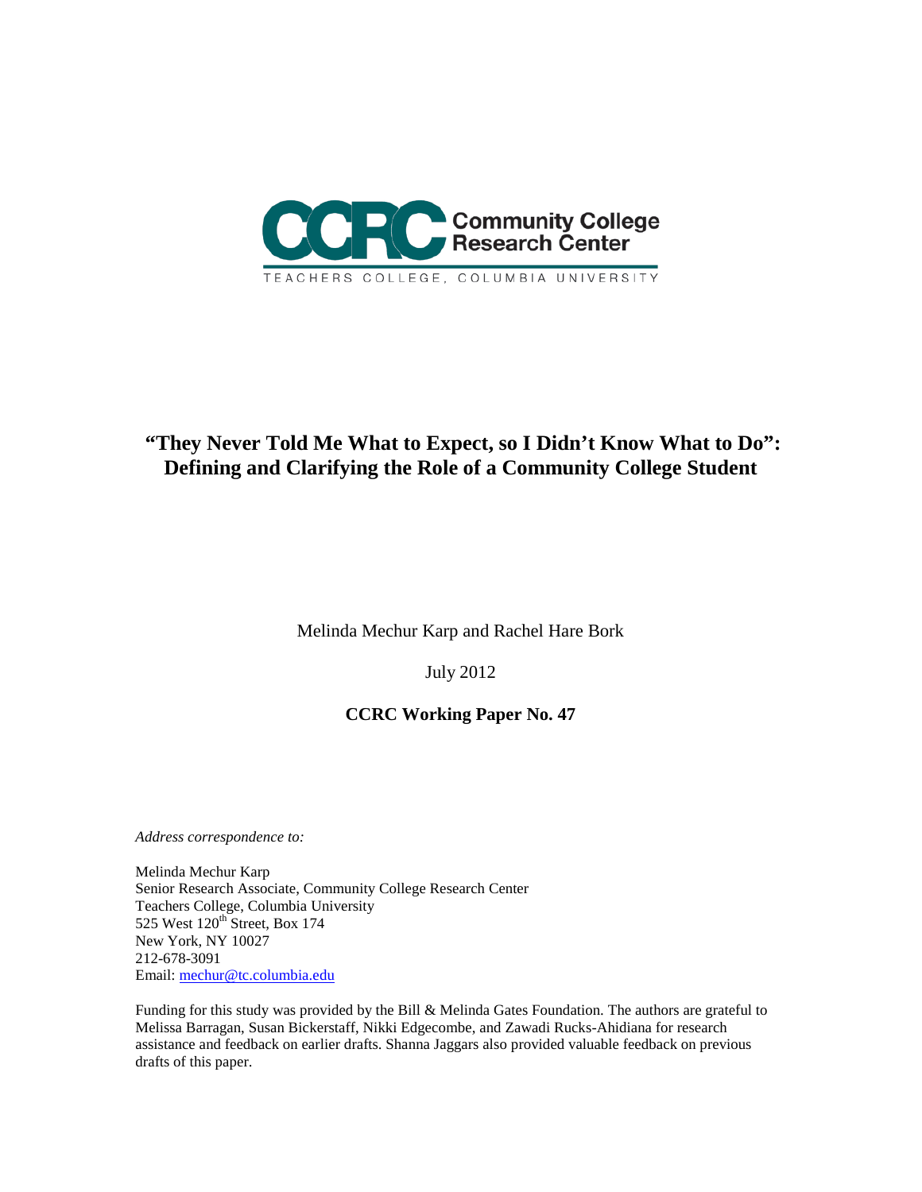CCRC Community College Research Center

TEACHERS COLLEGE, COLUMBIA UNIVERSITY

# "They Never Told Me What to Expect, so I Didn't Know What to Do": Defining and Clarifying the Role of a Community College Student

Melinda Mechur Karp and Rachel Hare Bork

July 2012

**CCRC Working Paper No. 47**

*Address correspondence to:*

Melinda Mechur Karp
Senior Research Associate, Community College Research Center
Teachers College, Columbia University
525 West 120th Street, Box 174
New York, NY 10027
212-678-3091
Email: mechur@tc.columbia.edu

Funding for this study was provided by the Bill & Melinda Gates Foundation. The authors are grateful to Melissa Barragan, Susan Bickerstaff, Nikki Edgecombe, and Zawadi Rucks-Ahidiana for research assistance and feedback on earlier drafts. Shanna Jaggars also provided valuable feedback on previous drafts of this paper.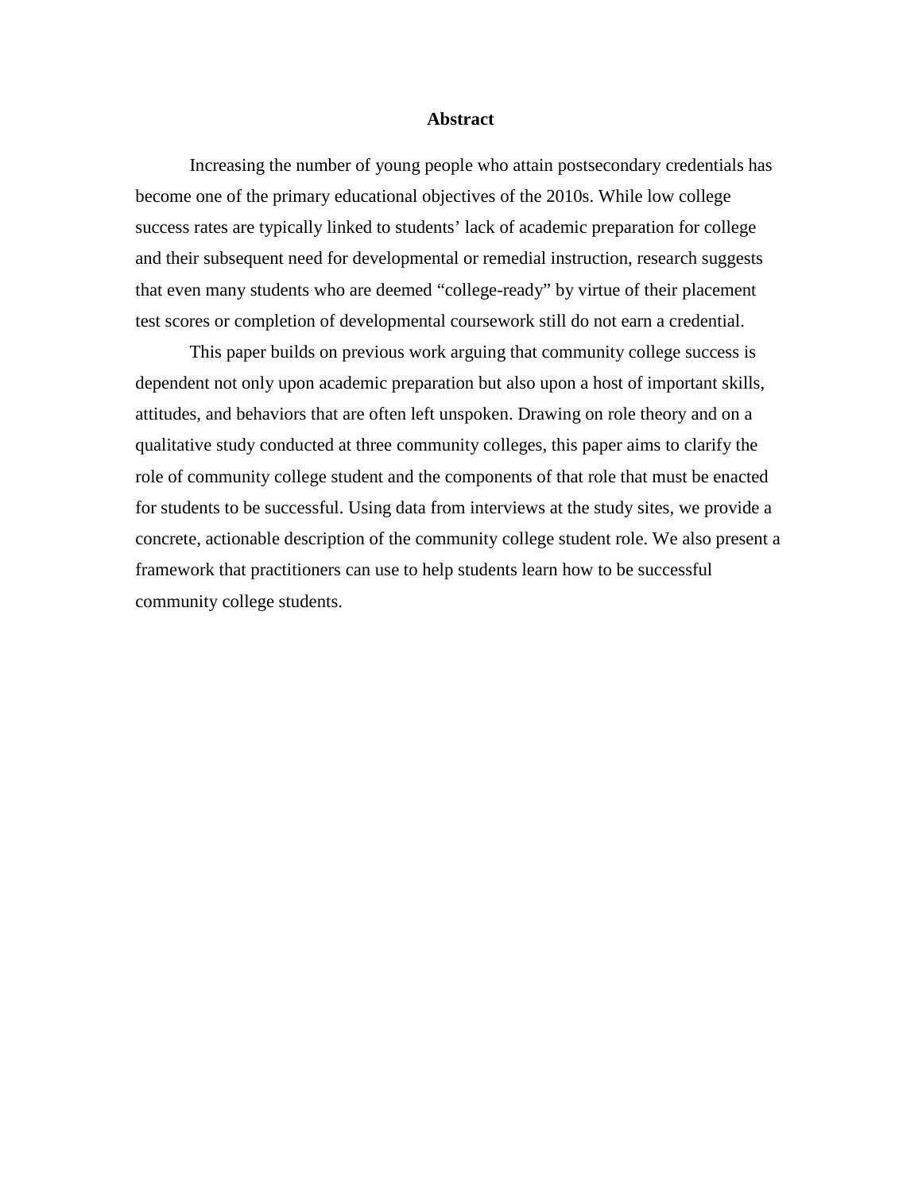## Abstract

Increasing the number of young people who attain postsecondary credentials has become one of the primary educational objectives of the 2010s. While low college success rates are typically linked to students' lack of academic preparation for college and their subsequent need for developmental or remedial instruction, research suggests that even many students who are deemed "college-ready" by virtue of their placement test scores or completion of developmental coursework still do not earn a credential.

This paper builds on previous work arguing that community college success is dependent not only upon academic preparation but also upon a host of important skills, attitudes, and behaviors that are often left unspoken. Drawing on role theory and on a qualitative study conducted at three community colleges, this paper aims to clarify the role of community college student and the components of that role that must be enacted for students to be successful. Using data from interviews at the study sites, we provide a concrete, actionable description of the community college student role. We also present a framework that practitioners can use to help students learn how to be successful community college students.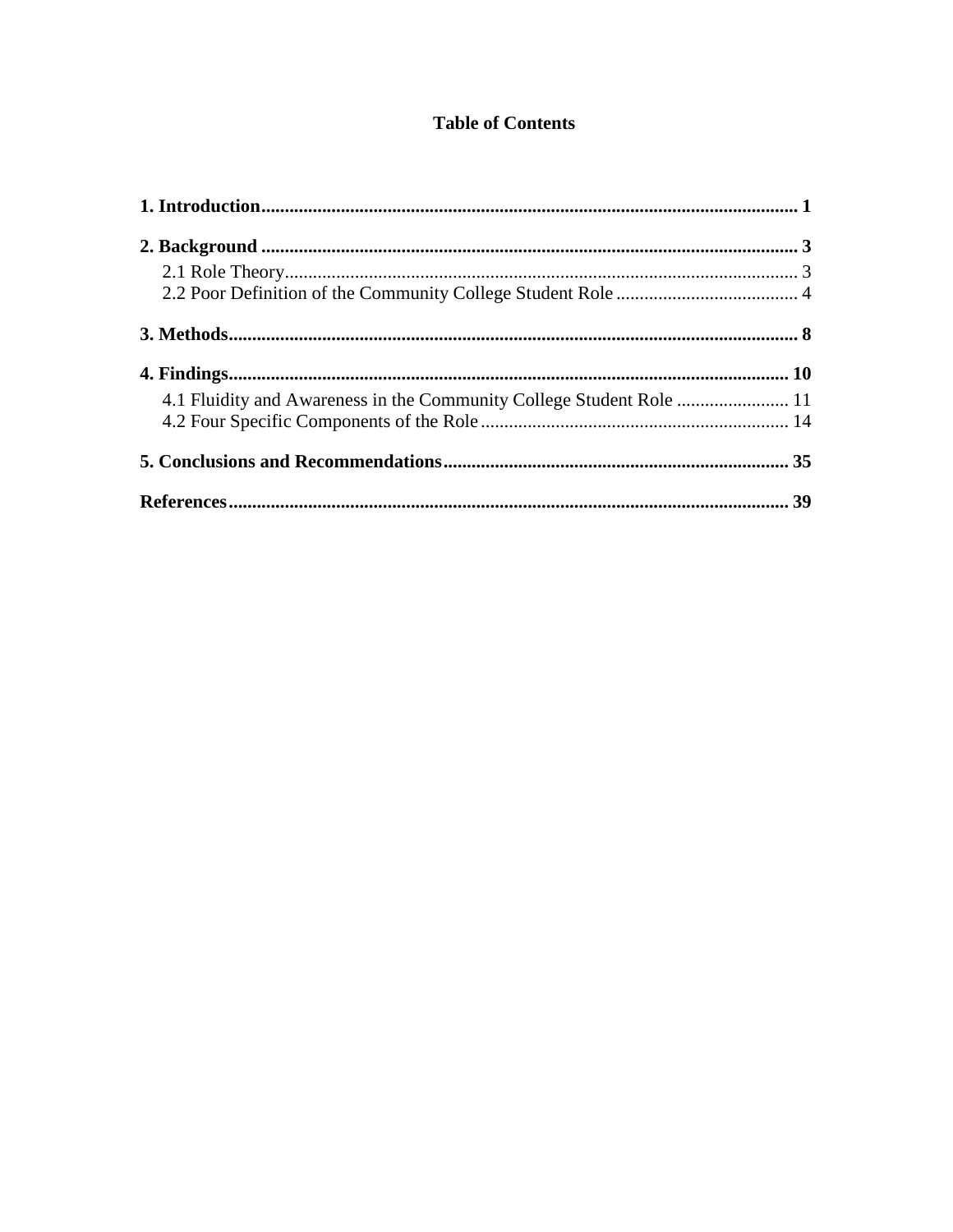# Table of Contents

**1. Introduction** .................................................. **1**

**2. Background** .................................................. **3**

- 2.1 Role Theory .................................................. 3
- 2.2 Poor Definition of the Community College Student Role .................................................. 4

**3. Methods** .................................................. **8**

**4. Findings** .................................................. **10**

- 4.1 Fluidity and Awareness in the Community College Student Role .................................................. 11
- 4.2 Four Specific Components of the Role .................................................. 14

**5. Conclusions and Recommendations** .................................................. **35**

**References** .................................................. **39**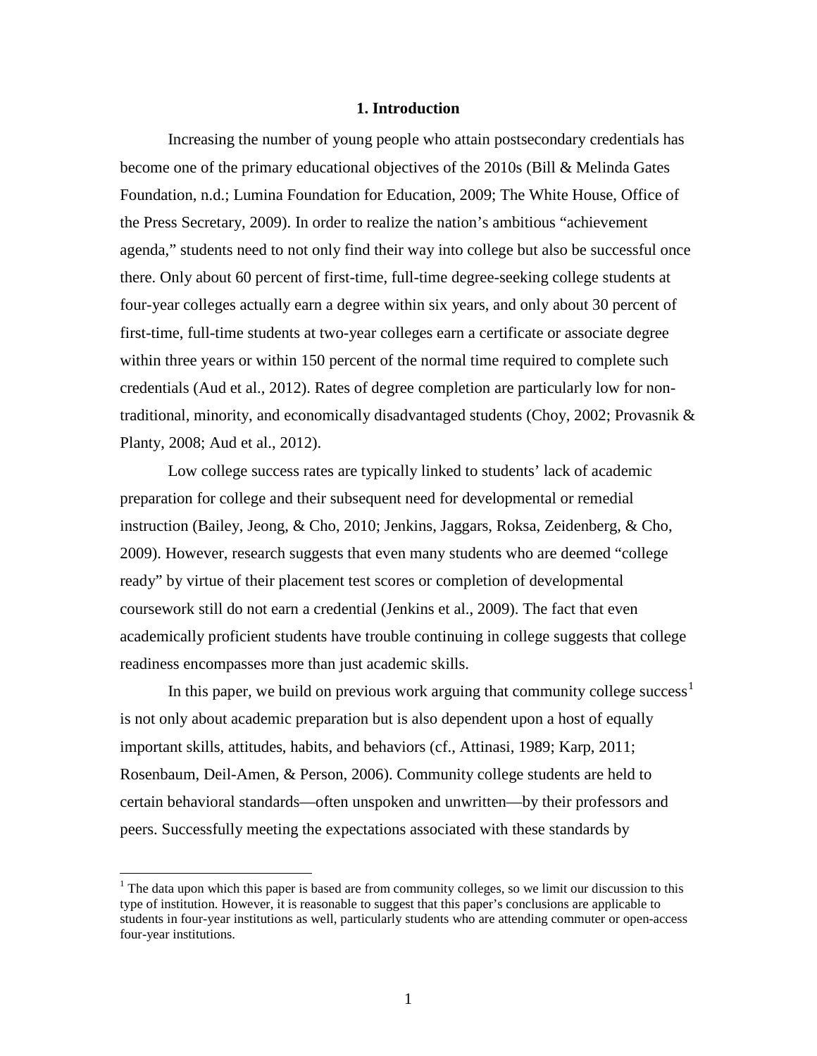## 1. Introduction

Increasing the number of young people who attain postsecondary credentials has become one of the primary educational objectives of the 2010s (Bill & Melinda Gates Foundation, n.d.; Lumina Foundation for Education, 2009; The White House, Office of the Press Secretary, 2009). In order to realize the nation's ambitious "achievement agenda," students need to not only find their way into college but also be successful once there. Only about 60 percent of first-time, full-time degree-seeking college students at four-year colleges actually earn a degree within six years, and only about 30 percent of first-time, full-time students at two-year colleges earn a certificate or associate degree within three years or within 150 percent of the normal time required to complete such credentials (Aud et al., 2012). Rates of degree completion are particularly low for non-traditional, minority, and economically disadvantaged students (Choy, 2002; Provasnik & Planty, 2008; Aud et al., 2012).

Low college success rates are typically linked to students' lack of academic preparation for college and their subsequent need for developmental or remedial instruction (Bailey, Jeong, & Cho, 2010; Jenkins, Jaggars, Roksa, Zeidenberg, & Cho, 2009). However, research suggests that even many students who are deemed "college ready" by virtue of their placement test scores or completion of developmental coursework still do not earn a credential (Jenkins et al., 2009). The fact that even academically proficient students have trouble continuing in college suggests that college readiness encompasses more than just academic skills.

In this paper, we build on previous work arguing that community college success[1] is not only about academic preparation but is also dependent upon a host of equally important skills, attitudes, habits, and behaviors (cf., Attinasi, 1989; Karp, 2011; Rosenbaum, Deil-Amen, & Person, 2006). Community college students are held to certain behavioral standards—often unspoken and unwritten—by their professors and peers. Successfully meeting the expectations associated with these standards by

[1] The data upon which this paper is based are from community colleges, so we limit our discussion to this type of institution. However, it is reasonable to suggest that this paper's conclusions are applicable to students in four-year institutions as well, particularly students who are attending commuter or open-access four-year institutions.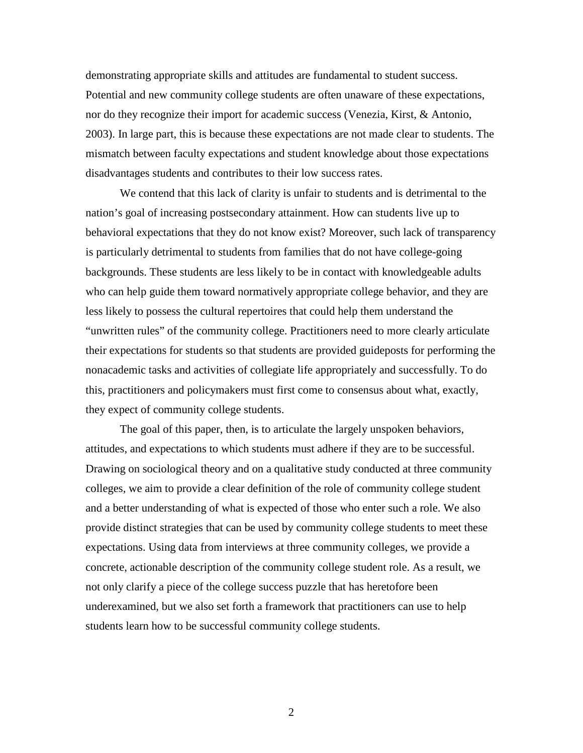demonstrating appropriate skills and attitudes are fundamental to student success. Potential and new community college students are often unaware of these expectations, nor do they recognize their import for academic success (Venezia, Kirst, & Antonio, 2003). In large part, this is because these expectations are not made clear to students. The mismatch between faculty expectations and student knowledge about those expectations disadvantages students and contributes to their low success rates.

We contend that this lack of clarity is unfair to students and is detrimental to the nation's goal of increasing postsecondary attainment. How can students live up to behavioral expectations that they do not know exist? Moreover, such lack of transparency is particularly detrimental to students from families that do not have college-going backgrounds. These students are less likely to be in contact with knowledgeable adults who can help guide them toward normatively appropriate college behavior, and they are less likely to possess the cultural repertoires that could help them understand the "unwritten rules" of the community college. Practitioners need to more clearly articulate their expectations for students so that students are provided guideposts for performing the nonacademic tasks and activities of collegiate life appropriately and successfully. To do this, practitioners and policymakers must first come to consensus about what, exactly, they expect of community college students.

The goal of this paper, then, is to articulate the largely unspoken behaviors, attitudes, and expectations to which students must adhere if they are to be successful. Drawing on sociological theory and on a qualitative study conducted at three community colleges, we aim to provide a clear definition of the role of community college student and a better understanding of what is expected of those who enter such a role. We also provide distinct strategies that can be used by community college students to meet these expectations. Using data from interviews at three community colleges, we provide a concrete, actionable description of the community college student role. As a result, we not only clarify a piece of the college success puzzle that has heretofore been underexamined, but we also set forth a framework that practitioners can use to help students learn how to be successful community college students.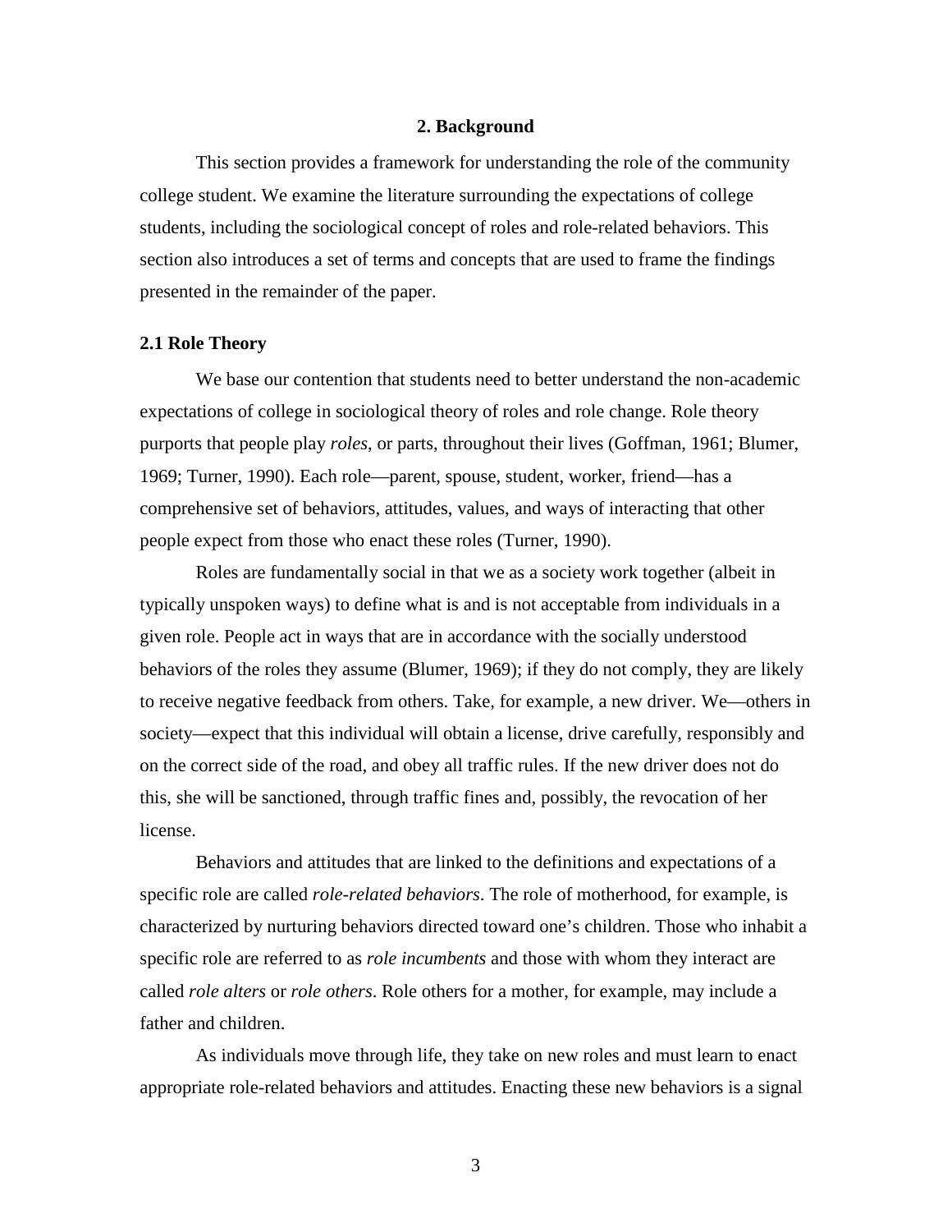## 2. Background

This section provides a framework for understanding the role of the community college student. We examine the literature surrounding the expectations of college students, including the sociological concept of roles and role-related behaviors. This section also introduces a set of terms and concepts that are used to frame the findings presented in the remainder of the paper.

### 2.1 Role Theory

We base our contention that students need to better understand the non-academic expectations of college in sociological theory of roles and role change. Role theory purports that people play *roles*, or parts, throughout their lives (Goffman, 1961; Blumer, 1969; Turner, 1990). Each role—parent, spouse, student, worker, friend—has a comprehensive set of behaviors, attitudes, values, and ways of interacting that other people expect from those who enact these roles (Turner, 1990).

Roles are fundamentally social in that we as a society work together (albeit in typically unspoken ways) to define what is and is not acceptable from individuals in a given role. People act in ways that are in accordance with the socially understood behaviors of the roles they assume (Blumer, 1969); if they do not comply, they are likely to receive negative feedback from others. Take, for example, a new driver. We—others in society—expect that this individual will obtain a license, drive carefully, responsibly and on the correct side of the road, and obey all traffic rules. If the new driver does not do this, she will be sanctioned, through traffic fines and, possibly, the revocation of her license.

Behaviors and attitudes that are linked to the definitions and expectations of a specific role are called *role-related behaviors*. The role of motherhood, for example, is characterized by nurturing behaviors directed toward one's children. Those who inhabit a specific role are referred to as *role incumbents* and those with whom they interact are called *role alters* or *role others*. Role others for a mother, for example, may include a father and children.

As individuals move through life, they take on new roles and must learn to enact appropriate role-related behaviors and attitudes. Enacting these new behaviors is a signal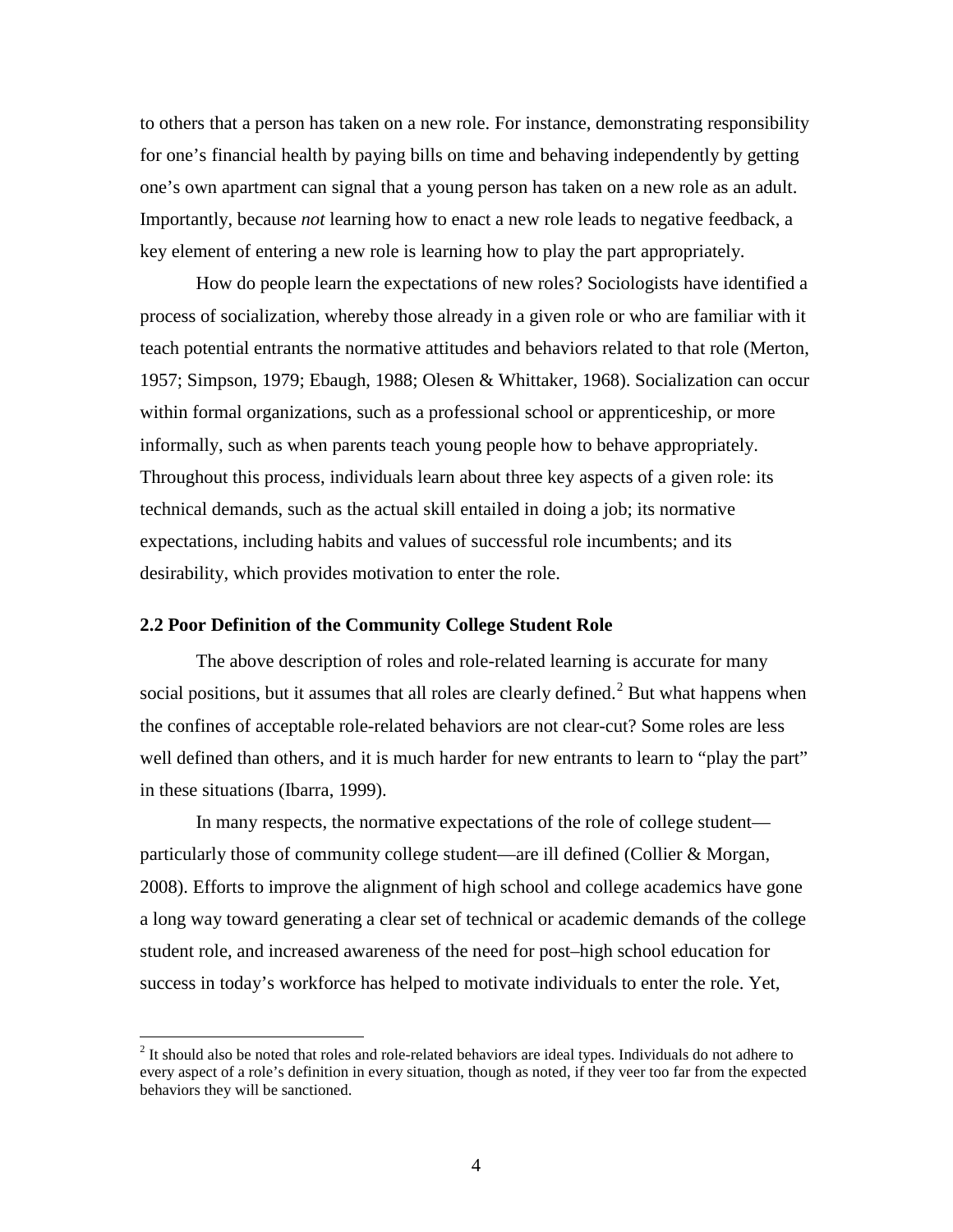to others that a person has taken on a new role. For instance, demonstrating responsibility for one's financial health by paying bills on time and behaving independently by getting one's own apartment can signal that a young person has taken on a new role as an adult. Importantly, because *not* learning how to enact a new role leads to negative feedback, a key element of entering a new role is learning how to play the part appropriately.

How do people learn the expectations of new roles? Sociologists have identified a process of socialization, whereby those already in a given role or who are familiar with it teach potential entrants the normative attitudes and behaviors related to that role (Merton, 1957; Simpson, 1979; Ebaugh, 1988; Olesen & Whittaker, 1968). Socialization can occur within formal organizations, such as a professional school or apprenticeship, or more informally, such as when parents teach young people how to behave appropriately. Throughout this process, individuals learn about three key aspects of a given role: its technical demands, such as the actual skill entailed in doing a job; its normative expectations, including habits and values of successful role incumbents; and its desirability, which provides motivation to enter the role.

### 2.2 Poor Definition of the Community College Student Role

The above description of roles and role-related learning is accurate for many social positions, but it assumes that all roles are clearly defined.[2] But what happens when the confines of acceptable role-related behaviors are not clear-cut? Some roles are less well defined than others, and it is much harder for new entrants to learn to "play the part" in these situations (Ibarra, 1999).

In many respects, the normative expectations of the role of college student—particularly those of community college student—are ill defined (Collier & Morgan, 2008). Efforts to improve the alignment of high school and college academics have gone a long way toward generating a clear set of technical or academic demands of the college student role, and increased awareness of the need for post–high school education for success in today's workforce has helped to motivate individuals to enter the role. Yet,

[2] It should also be noted that roles and role-related behaviors are ideal types. Individuals do not adhere to every aspect of a role's definition in every situation, though as noted, if they veer too far from the expected behaviors they will be sanctioned.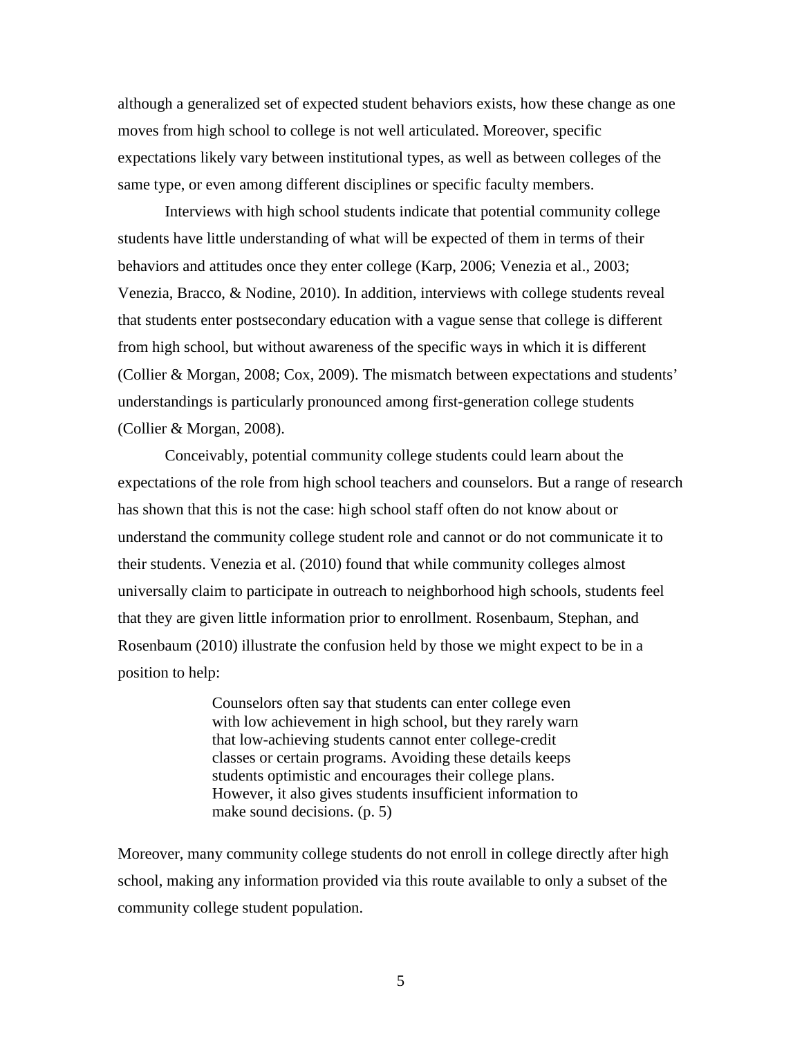although a generalized set of expected student behaviors exists, how these change as one moves from high school to college is not well articulated. Moreover, specific expectations likely vary between institutional types, as well as between colleges of the same type, or even among different disciplines or specific faculty members.

Interviews with high school students indicate that potential community college students have little understanding of what will be expected of them in terms of their behaviors and attitudes once they enter college (Karp, 2006; Venezia et al., 2003; Venezia, Bracco, & Nodine, 2010). In addition, interviews with college students reveal that students enter postsecondary education with a vague sense that college is different from high school, but without awareness of the specific ways in which it is different (Collier & Morgan, 2008; Cox, 2009). The mismatch between expectations and students' understandings is particularly pronounced among first-generation college students (Collier & Morgan, 2008).

Conceivably, potential community college students could learn about the expectations of the role from high school teachers and counselors. But a range of research has shown that this is not the case: high school staff often do not know about or understand the community college student role and cannot or do not communicate it to their students. Venezia et al. (2010) found that while community colleges almost universally claim to participate in outreach to neighborhood high schools, students feel that they are given little information prior to enrollment. Rosenbaum, Stephan, and Rosenbaum (2010) illustrate the confusion held by those we might expect to be in a position to help:

> Counselors often say that students can enter college even with low achievement in high school, but they rarely warn that low-achieving students cannot enter college-credit classes or certain programs. Avoiding these details keeps students optimistic and encourages their college plans. However, it also gives students insufficient information to make sound decisions. (p. 5)

Moreover, many community college students do not enroll in college directly after high school, making any information provided via this route available to only a subset of the community college student population.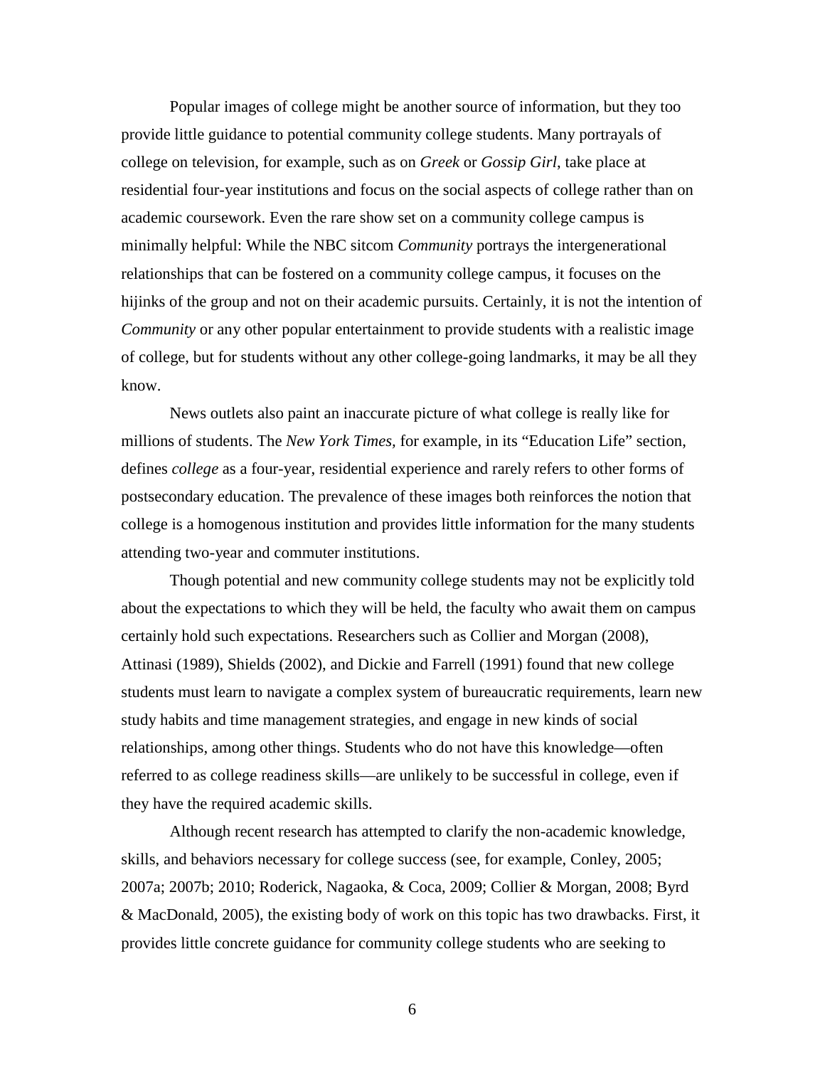Popular images of college might be another source of information, but they too provide little guidance to potential community college students. Many portrayals of college on television, for example, such as on *Greek* or *Gossip Girl*, take place at residential four-year institutions and focus on the social aspects of college rather than on academic coursework. Even the rare show set on a community college campus is minimally helpful: While the NBC sitcom *Community* portrays the intergenerational relationships that can be fostered on a community college campus, it focuses on the hijinks of the group and not on their academic pursuits. Certainly, it is not the intention of *Community* or any other popular entertainment to provide students with a realistic image of college, but for students without any other college-going landmarks, it may be all they know.

News outlets also paint an inaccurate picture of what college is really like for millions of students. The *New York Times*, for example, in its "Education Life" section, defines *college* as a four-year, residential experience and rarely refers to other forms of postsecondary education. The prevalence of these images both reinforces the notion that college is a homogenous institution and provides little information for the many students attending two-year and commuter institutions.

Though potential and new community college students may not be explicitly told about the expectations to which they will be held, the faculty who await them on campus certainly hold such expectations. Researchers such as Collier and Morgan (2008), Attinasi (1989), Shields (2002), and Dickie and Farrell (1991) found that new college students must learn to navigate a complex system of bureaucratic requirements, learn new study habits and time management strategies, and engage in new kinds of social relationships, among other things. Students who do not have this knowledge—often referred to as college readiness skills—are unlikely to be successful in college, even if they have the required academic skills.

Although recent research has attempted to clarify the non-academic knowledge, skills, and behaviors necessary for college success (see, for example, Conley, 2005; 2007a; 2007b; 2010; Roderick, Nagaoka, & Coca, 2009; Collier & Morgan, 2008; Byrd & MacDonald, 2005), the existing body of work on this topic has two drawbacks. First, it provides little concrete guidance for community college students who are seeking to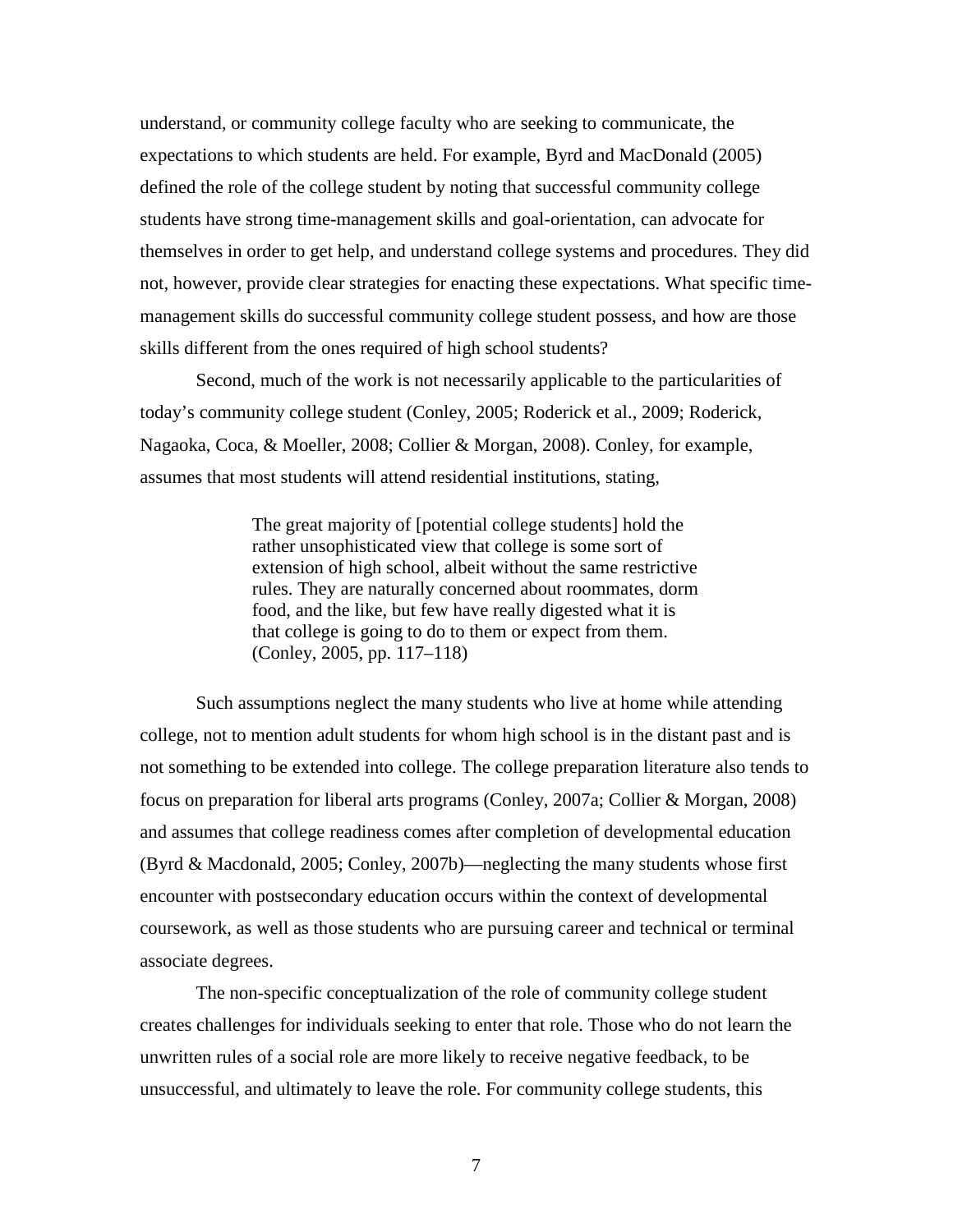understand, or community college faculty who are seeking to communicate, the expectations to which students are held. For example, Byrd and MacDonald (2005) defined the role of the college student by noting that successful community college students have strong time-management skills and goal-orientation, can advocate for themselves in order to get help, and understand college systems and procedures. They did not, however, provide clear strategies for enacting these expectations. What specific time-management skills do successful community college student possess, and how are those skills different from the ones required of high school students?

Second, much of the work is not necessarily applicable to the particularities of today's community college student (Conley, 2005; Roderick et al., 2009; Roderick, Nagaoka, Coca, & Moeller, 2008; Collier & Morgan, 2008). Conley, for example, assumes that most students will attend residential institutions, stating,

> The great majority of [potential college students] hold the rather unsophisticated view that college is some sort of extension of high school, albeit without the same restrictive rules. They are naturally concerned about roommates, dorm food, and the like, but few have really digested what it is that college is going to do to them or expect from them. (Conley, 2005, pp. 117–118)

Such assumptions neglect the many students who live at home while attending college, not to mention adult students for whom high school is in the distant past and is not something to be extended into college. The college preparation literature also tends to focus on preparation for liberal arts programs (Conley, 2007a; Collier & Morgan, 2008) and assumes that college readiness comes after completion of developmental education (Byrd & Macdonald, 2005; Conley, 2007b)—neglecting the many students whose first encounter with postsecondary education occurs within the context of developmental coursework, as well as those students who are pursuing career and technical or terminal associate degrees.

The non-specific conceptualization of the role of community college student creates challenges for individuals seeking to enter that role. Those who do not learn the unwritten rules of a social role are more likely to receive negative feedback, to be unsuccessful, and ultimately to leave the role. For community college students, this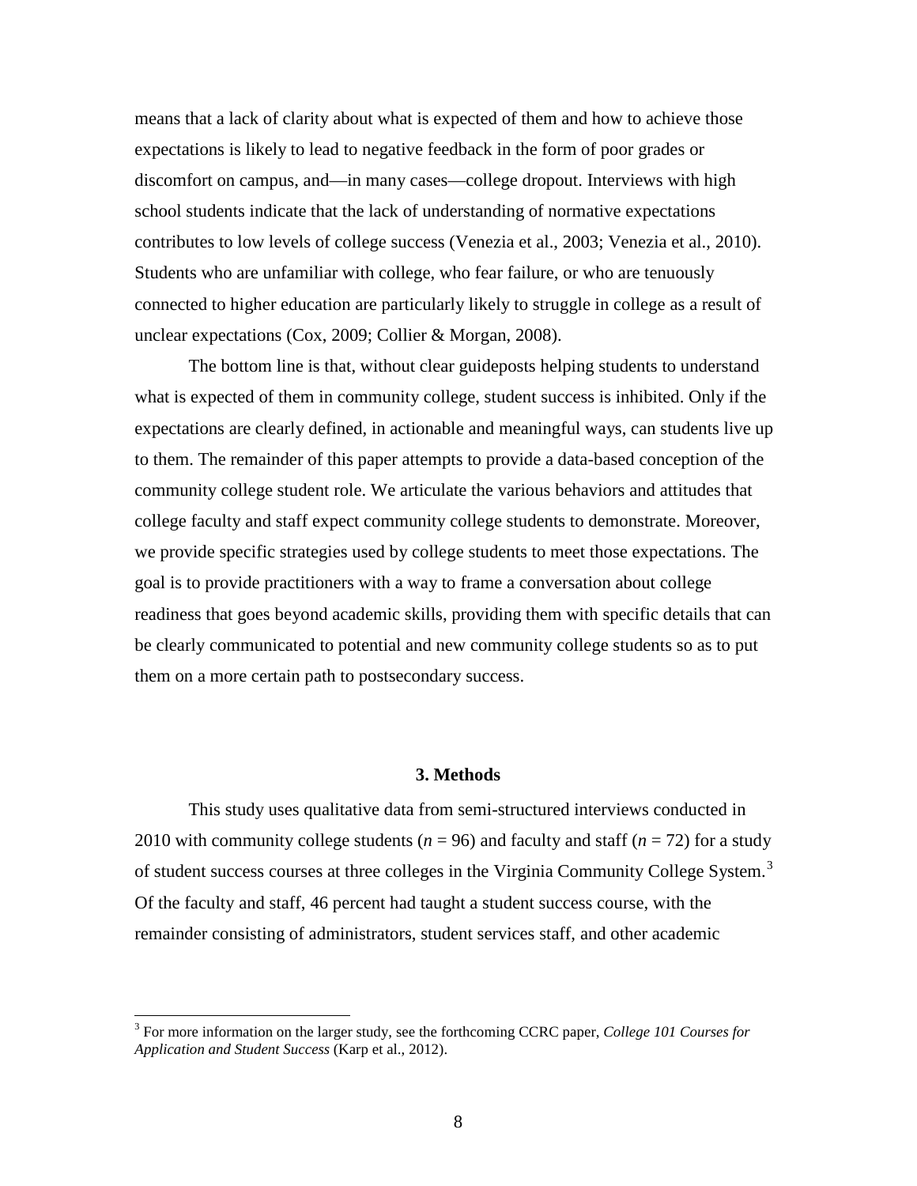means that a lack of clarity about what is expected of them and how to achieve those expectations is likely to lead to negative feedback in the form of poor grades or discomfort on campus, and—in many cases—college dropout. Interviews with high school students indicate that the lack of understanding of normative expectations contributes to low levels of college success (Venezia et al., 2003; Venezia et al., 2010). Students who are unfamiliar with college, who fear failure, or who are tenuously connected to higher education are particularly likely to struggle in college as a result of unclear expectations (Cox, 2009; Collier & Morgan, 2008).

The bottom line is that, without clear guideposts helping students to understand what is expected of them in community college, student success is inhibited. Only if the expectations are clearly defined, in actionable and meaningful ways, can students live up to them. The remainder of this paper attempts to provide a data-based conception of the community college student role. We articulate the various behaviors and attitudes that college faculty and staff expect community college students to demonstrate. Moreover, we provide specific strategies used by college students to meet those expectations. The goal is to provide practitioners with a way to frame a conversation about college readiness that goes beyond academic skills, providing them with specific details that can be clearly communicated to potential and new community college students so as to put them on a more certain path to postsecondary success.

## 3. Methods

This study uses qualitative data from semi-structured interviews conducted in 2010 with community college students ($n$ = 96) and faculty and staff ($n$ = 72) for a study of student success courses at three colleges in the Virginia Community College System.[3] Of the faculty and staff, 46 percent had taught a student success course, with the remainder consisting of administrators, student services staff, and other academic

[3] For more information on the larger study, see the forthcoming CCRC paper, *College 101 Courses for Application and Student Success* (Karp et al., 2012).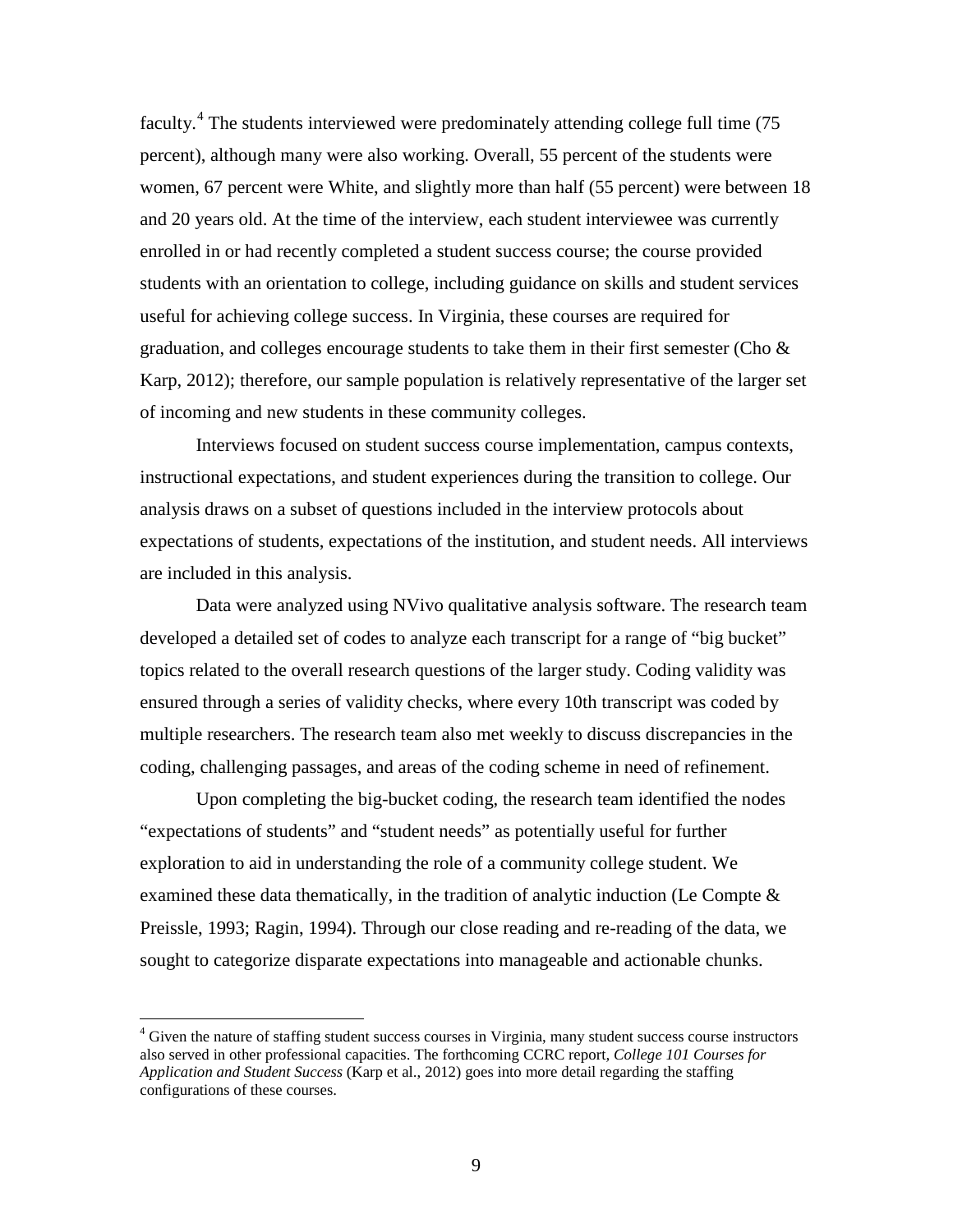faculty.[4] The students interviewed were predominately attending college full time (75 percent), although many were also working. Overall, 55 percent of the students were women, 67 percent were White, and slightly more than half (55 percent) were between 18 and 20 years old. At the time of the interview, each student interviewee was currently enrolled in or had recently completed a student success course; the course provided students with an orientation to college, including guidance on skills and student services useful for achieving college success. In Virginia, these courses are required for graduation, and colleges encourage students to take them in their first semester (Cho & Karp, 2012); therefore, our sample population is relatively representative of the larger set of incoming and new students in these community colleges.

Interviews focused on student success course implementation, campus contexts, instructional expectations, and student experiences during the transition to college. Our analysis draws on a subset of questions included in the interview protocols about expectations of students, expectations of the institution, and student needs. All interviews are included in this analysis.

Data were analyzed using NVivo qualitative analysis software. The research team developed a detailed set of codes to analyze each transcript for a range of "big bucket" topics related to the overall research questions of the larger study. Coding validity was ensured through a series of validity checks, where every 10th transcript was coded by multiple researchers. The research team also met weekly to discuss discrepancies in the coding, challenging passages, and areas of the coding scheme in need of refinement.

Upon completing the big-bucket coding, the research team identified the nodes "expectations of students" and "student needs" as potentially useful for further exploration to aid in understanding the role of a community college student. We examined these data thematically, in the tradition of analytic induction (Le Compte & Preissle, 1993; Ragin, 1994). Through our close reading and re-reading of the data, we sought to categorize disparate expectations into manageable and actionable chunks.

---

[4] Given the nature of staffing student success courses in Virginia, many student success course instructors also served in other professional capacities. The forthcoming CCRC report, *College 101 Courses for Application and Student Success* (Karp et al., 2012) goes into more detail regarding the staffing configurations of these courses.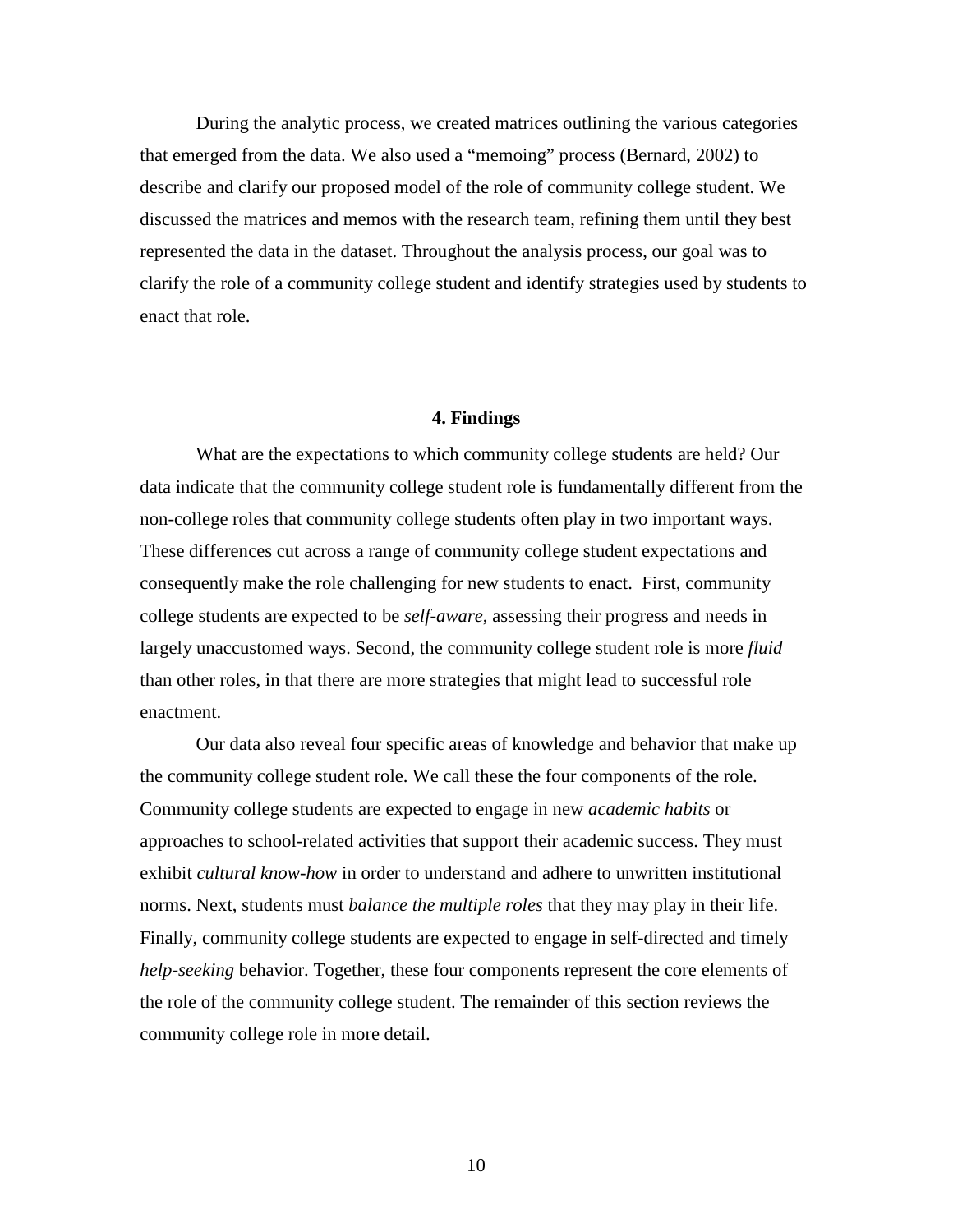During the analytic process, we created matrices outlining the various categories that emerged from the data. We also used a "memoing" process (Bernard, 2002) to describe and clarify our proposed model of the role of community college student. We discussed the matrices and memos with the research team, refining them until they best represented the data in the dataset. Throughout the analysis process, our goal was to clarify the role of a community college student and identify strategies used by students to enact that role.

## 4. Findings

What are the expectations to which community college students are held? Our data indicate that the community college student role is fundamentally different from the non-college roles that community college students often play in two important ways. These differences cut across a range of community college student expectations and consequently make the role challenging for new students to enact. First, community college students are expected to be *self-aware*, assessing their progress and needs in largely unaccustomed ways. Second, the community college student role is more *fluid* than other roles, in that there are more strategies that might lead to successful role enactment.

Our data also reveal four specific areas of knowledge and behavior that make up the community college student role. We call these the four components of the role. Community college students are expected to engage in new *academic habits* or approaches to school-related activities that support their academic success. They must exhibit *cultural know-how* in order to understand and adhere to unwritten institutional norms. Next, students must *balance the multiple roles* that they may play in their life. Finally, community college students are expected to engage in self-directed and timely *help-seeking* behavior. Together, these four components represent the core elements of the role of the community college student. The remainder of this section reviews the community college role in more detail.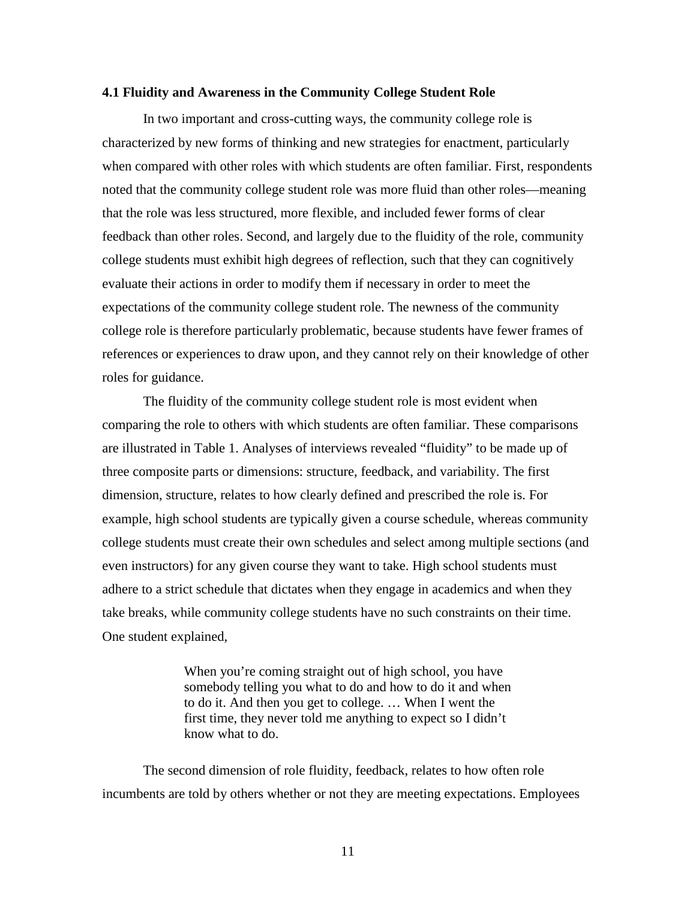### 4.1 Fluidity and Awareness in the Community College Student Role

In two important and cross-cutting ways, the community college role is characterized by new forms of thinking and new strategies for enactment, particularly when compared with other roles with which students are often familiar. First, respondents noted that the community college student role was more fluid than other roles—meaning that the role was less structured, more flexible, and included fewer forms of clear feedback than other roles. Second, and largely due to the fluidity of the role, community college students must exhibit high degrees of reflection, such that they can cognitively evaluate their actions in order to modify them if necessary in order to meet the expectations of the community college student role. The newness of the community college role is therefore particularly problematic, because students have fewer frames of references or experiences to draw upon, and they cannot rely on their knowledge of other roles for guidance.

The fluidity of the community college student role is most evident when comparing the role to others with which students are often familiar. These comparisons are illustrated in Table 1. Analyses of interviews revealed "fluidity" to be made up of three composite parts or dimensions: structure, feedback, and variability. The first dimension, structure, relates to how clearly defined and prescribed the role is. For example, high school students are typically given a course schedule, whereas community college students must create their own schedules and select among multiple sections (and even instructors) for any given course they want to take. High school students must adhere to a strict schedule that dictates when they engage in academics and when they take breaks, while community college students have no such constraints on their time. One student explained,

> When you're coming straight out of high school, you have somebody telling you what to do and how to do it and when to do it. And then you get to college. … When I went the first time, they never told me anything to expect so I didn't know what to do.

The second dimension of role fluidity, feedback, relates to how often role incumbents are told by others whether or not they are meeting expectations. Employees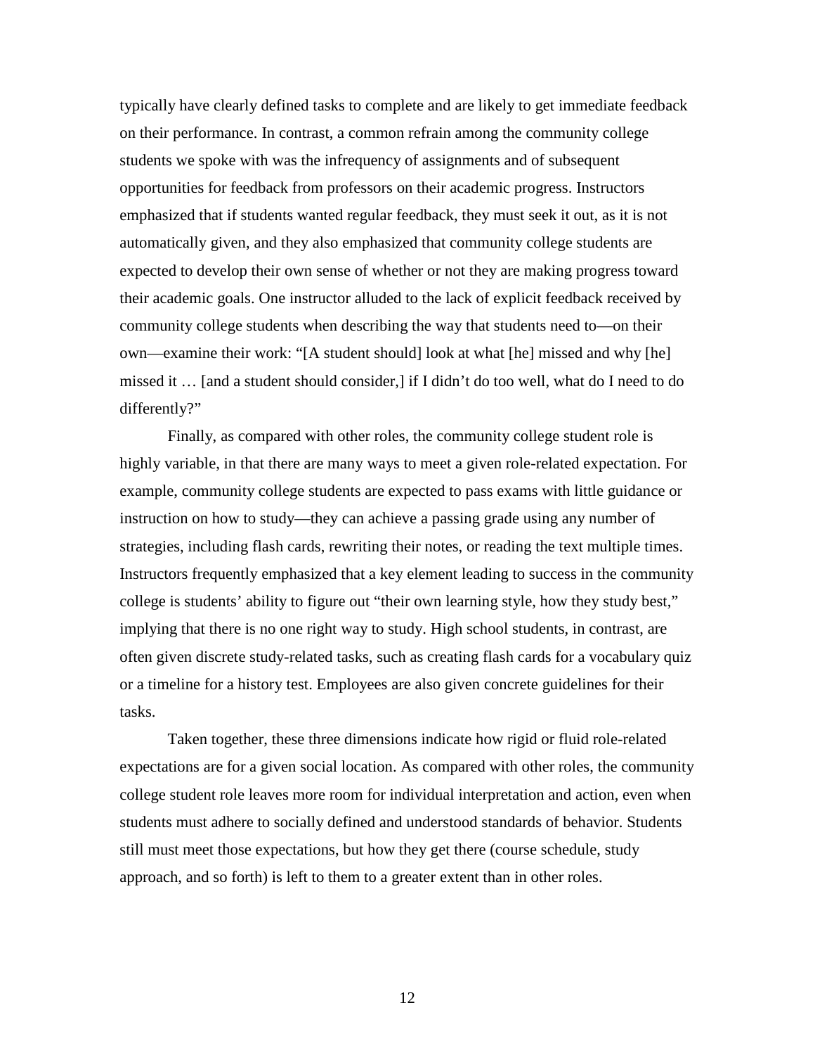typically have clearly defined tasks to complete and are likely to get immediate feedback on their performance. In contrast, a common refrain among the community college students we spoke with was the infrequency of assignments and of subsequent opportunities for feedback from professors on their academic progress. Instructors emphasized that if students wanted regular feedback, they must seek it out, as it is not automatically given, and they also emphasized that community college students are expected to develop their own sense of whether or not they are making progress toward their academic goals. One instructor alluded to the lack of explicit feedback received by community college students when describing the way that students need to—on their own—examine their work: "[A student should] look at what [he] missed and why [he] missed it … [and a student should consider,] if I didn't do too well, what do I need to do differently?"

Finally, as compared with other roles, the community college student role is highly variable, in that there are many ways to meet a given role-related expectation. For example, community college students are expected to pass exams with little guidance or instruction on how to study—they can achieve a passing grade using any number of strategies, including flash cards, rewriting their notes, or reading the text multiple times. Instructors frequently emphasized that a key element leading to success in the community college is students' ability to figure out "their own learning style, how they study best," implying that there is no one right way to study. High school students, in contrast, are often given discrete study-related tasks, such as creating flash cards for a vocabulary quiz or a timeline for a history test. Employees are also given concrete guidelines for their tasks.

Taken together, these three dimensions indicate how rigid or fluid role-related expectations are for a given social location. As compared with other roles, the community college student role leaves more room for individual interpretation and action, even when students must adhere to socially defined and understood standards of behavior. Students still must meet those expectations, but how they get there (course schedule, study approach, and so forth) is left to them to a greater extent than in other roles.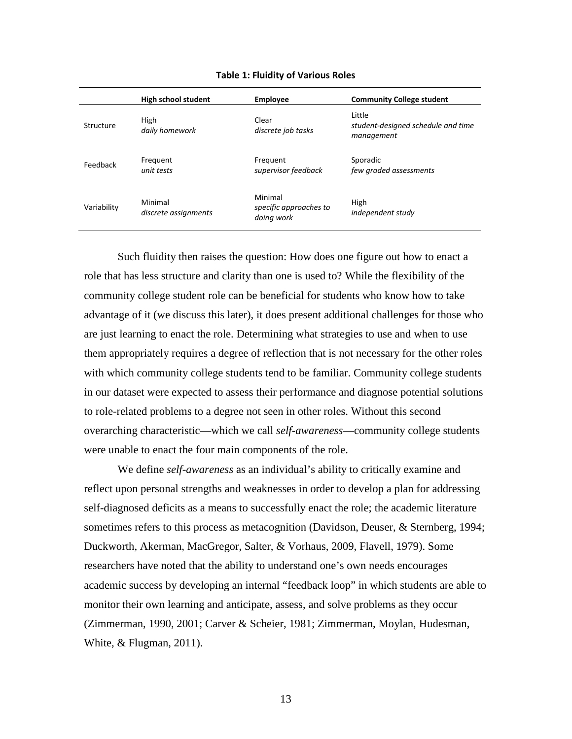**Table 1: Fluidity of Various Roles**

| | High school student | Employee | Community College student |
|---|---|---|---|
| Structure | High<br>*daily homework* | Clear<br>*discrete job tasks* | Little<br>*student-designed schedule and time management* |
| Feedback | Frequent<br>*unit tests* | Frequent<br>*supervisor feedback* | Sporadic<br>*few graded assessments* |
| Variability | Minimal<br>*discrete assignments* | Minimal<br>*specific approaches to doing work* | High<br>*independent study* |

Such fluidity then raises the question: How does one figure out how to enact a role that has less structure and clarity than one is used to? While the flexibility of the community college student role can be beneficial for students who know how to take advantage of it (we discuss this later), it does present additional challenges for those who are just learning to enact the role. Determining what strategies to use and when to use them appropriately requires a degree of reflection that is not necessary for the other roles with which community college students tend to be familiar. Community college students in our dataset were expected to assess their performance and diagnose potential solutions to role-related problems to a degree not seen in other roles. Without this second overarching characteristic—which we call *self-awareness*—community college students were unable to enact the four main components of the role.

We define *self-awareness* as an individual's ability to critically examine and reflect upon personal strengths and weaknesses in order to develop a plan for addressing self-diagnosed deficits as a means to successfully enact the role; the academic literature sometimes refers to this process as metacognition (Davidson, Deuser, & Sternberg, 1994; Duckworth, Akerman, MacGregor, Salter, & Vorhaus, 2009, Flavell, 1979). Some researchers have noted that the ability to understand one's own needs encourages academic success by developing an internal "feedback loop" in which students are able to monitor their own learning and anticipate, assess, and solve problems as they occur (Zimmerman, 1990, 2001; Carver & Scheier, 1981; Zimmerman, Moylan, Hudesman, White, & Flugman, 2011).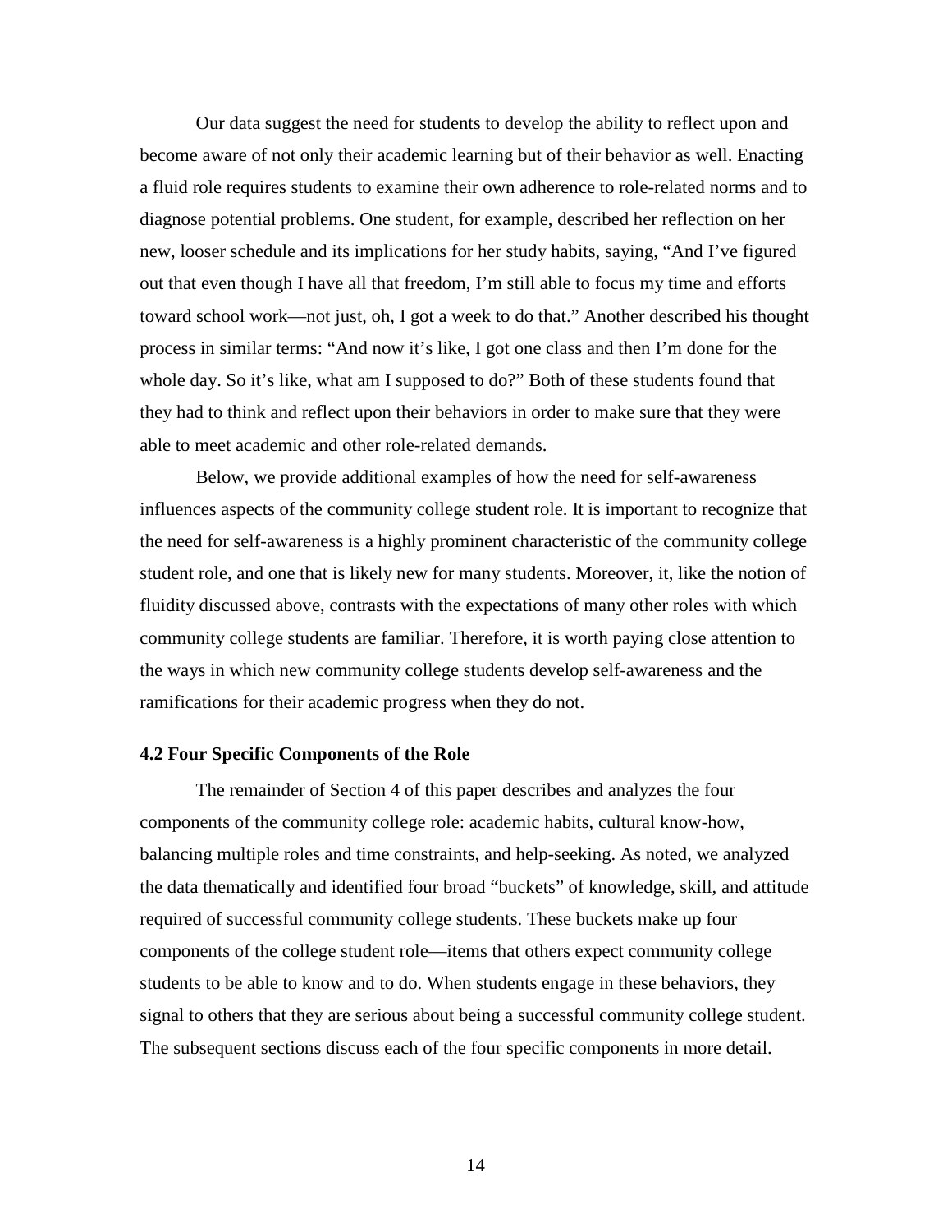Our data suggest the need for students to develop the ability to reflect upon and become aware of not only their academic learning but of their behavior as well. Enacting a fluid role requires students to examine their own adherence to role-related norms and to diagnose potential problems. One student, for example, described her reflection on her new, looser schedule and its implications for her study habits, saying, "And I've figured out that even though I have all that freedom, I'm still able to focus my time and efforts toward school work—not just, oh, I got a week to do that." Another described his thought process in similar terms: "And now it's like, I got one class and then I'm done for the whole day. So it's like, what am I supposed to do?" Both of these students found that they had to think and reflect upon their behaviors in order to make sure that they were able to meet academic and other role-related demands.

Below, we provide additional examples of how the need for self-awareness influences aspects of the community college student role. It is important to recognize that the need for self-awareness is a highly prominent characteristic of the community college student role, and one that is likely new for many students. Moreover, it, like the notion of fluidity discussed above, contrasts with the expectations of many other roles with which community college students are familiar. Therefore, it is worth paying close attention to the ways in which new community college students develop self-awareness and the ramifications for their academic progress when they do not.

### 4.2 Four Specific Components of the Role

The remainder of Section 4 of this paper describes and analyzes the four components of the community college role: academic habits, cultural know-how, balancing multiple roles and time constraints, and help-seeking. As noted, we analyzed the data thematically and identified four broad "buckets" of knowledge, skill, and attitude required of successful community college students. These buckets make up four components of the college student role—items that others expect community college students to be able to know and to do. When students engage in these behaviors, they signal to others that they are serious about being a successful community college student. The subsequent sections discuss each of the four specific components in more detail.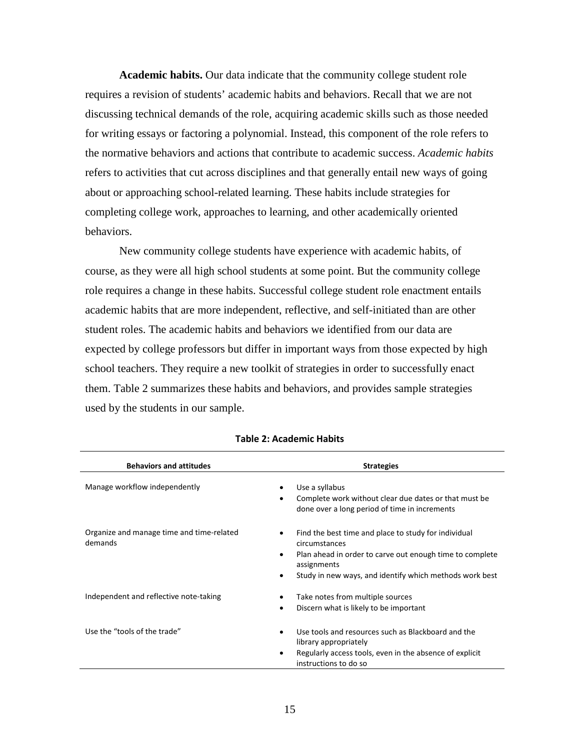**Academic habits.** Our data indicate that the community college student role requires a revision of students' academic habits and behaviors. Recall that we are not discussing technical demands of the role, acquiring academic skills such as those needed for writing essays or factoring a polynomial. Instead, this component of the role refers to the normative behaviors and actions that contribute to academic success. *Academic habits* refers to activities that cut across disciplines and that generally entail new ways of going about or approaching school-related learning. These habits include strategies for completing college work, approaches to learning, and other academically oriented behaviors.

New community college students have experience with academic habits, of course, as they were all high school students at some point. But the community college role requires a change in these habits. Successful college student role enactment entails academic habits that are more independent, reflective, and self-initiated than are other student roles. The academic habits and behaviors we identified from our data are expected by college professors but differ in important ways from those expected by high school teachers. They require a new toolkit of strategies in order to successfully enact them. Table 2 summarizes these habits and behaviors, and provides sample strategies used by the students in our sample.

**Table 2: Academic Habits**

| Behaviors and attitudes | Strategies |
|---|---|
| Manage workflow independently | • Use a syllabus<br>• Complete work without clear due dates or that must be done over a long period of time in increments |
| Organize and manage time and time-related demands | • Find the best time and place to study for individual circumstances<br>• Plan ahead in order to carve out enough time to complete assignments<br>• Study in new ways, and identify which methods work best |
| Independent and reflective note-taking | • Take notes from multiple sources<br>• Discern what is likely to be important |
| Use the "tools of the trade" | • Use tools and resources such as Blackboard and the library appropriately<br>• Regularly access tools, even in the absence of explicit instructions to do so |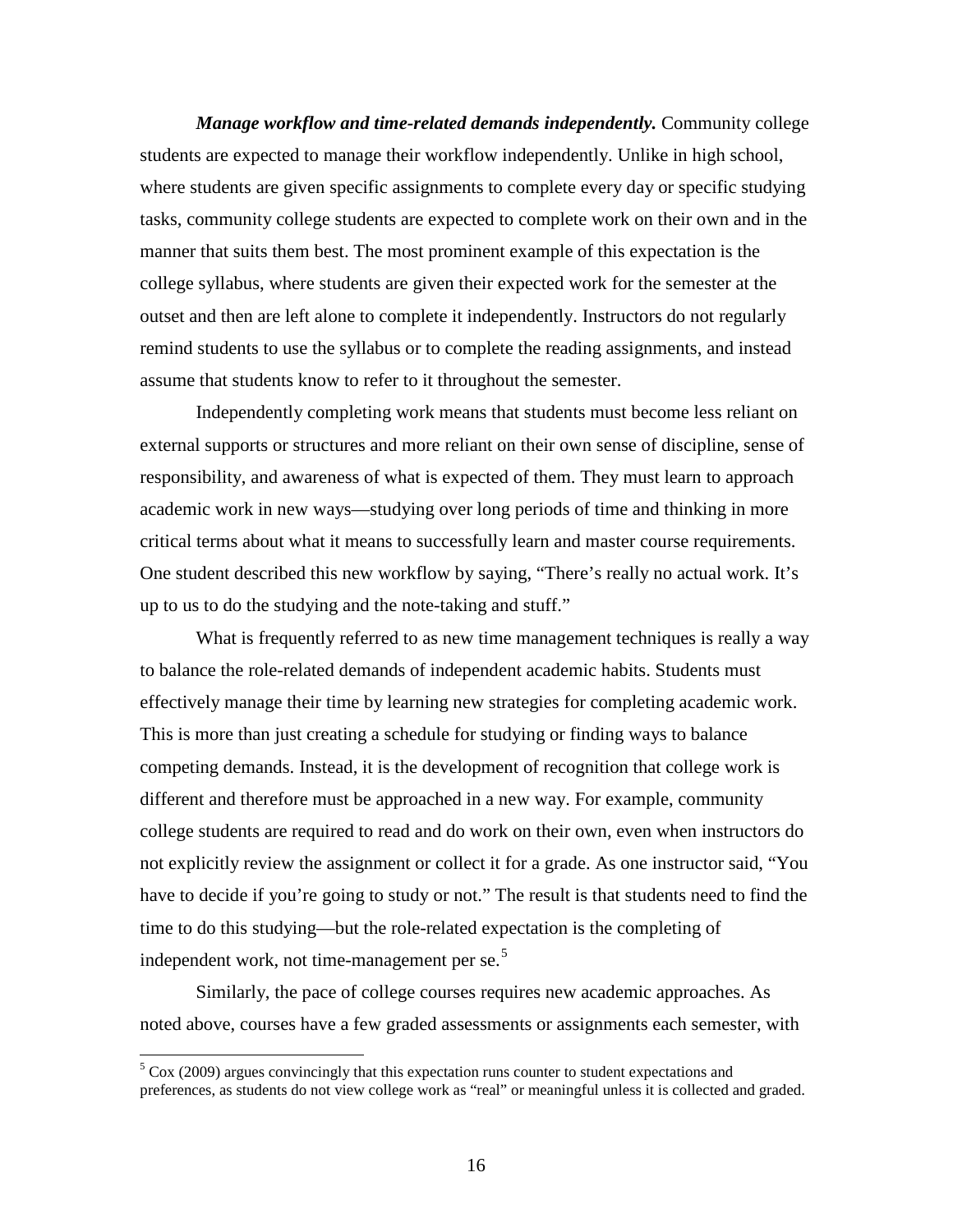***Manage workflow and time-related demands independently.*** Community college students are expected to manage their workflow independently. Unlike in high school, where students are given specific assignments to complete every day or specific studying tasks, community college students are expected to complete work on their own and in the manner that suits them best. The most prominent example of this expectation is the college syllabus, where students are given their expected work for the semester at the outset and then are left alone to complete it independently. Instructors do not regularly remind students to use the syllabus or to complete the reading assignments, and instead assume that students know to refer to it throughout the semester.

Independently completing work means that students must become less reliant on external supports or structures and more reliant on their own sense of discipline, sense of responsibility, and awareness of what is expected of them. They must learn to approach academic work in new ways—studying over long periods of time and thinking in more critical terms about what it means to successfully learn and master course requirements. One student described this new workflow by saying, "There's really no actual work. It's up to us to do the studying and the note-taking and stuff."

What is frequently referred to as new time management techniques is really a way to balance the role-related demands of independent academic habits. Students must effectively manage their time by learning new strategies for completing academic work. This is more than just creating a schedule for studying or finding ways to balance competing demands. Instead, it is the development of recognition that college work is different and therefore must be approached in a new way. For example, community college students are required to read and do work on their own, even when instructors do not explicitly review the assignment or collect it for a grade. As one instructor said, "You have to decide if you're going to study or not." The result is that students need to find the time to do this studying—but the role-related expectation is the completing of independent work, not time-management per se.[5]

Similarly, the pace of college courses requires new academic approaches. As noted above, courses have a few graded assessments or assignments each semester, with

[5] Cox (2009) argues convincingly that this expectation runs counter to student expectations and preferences, as students do not view college work as "real" or meaningful unless it is collected and graded.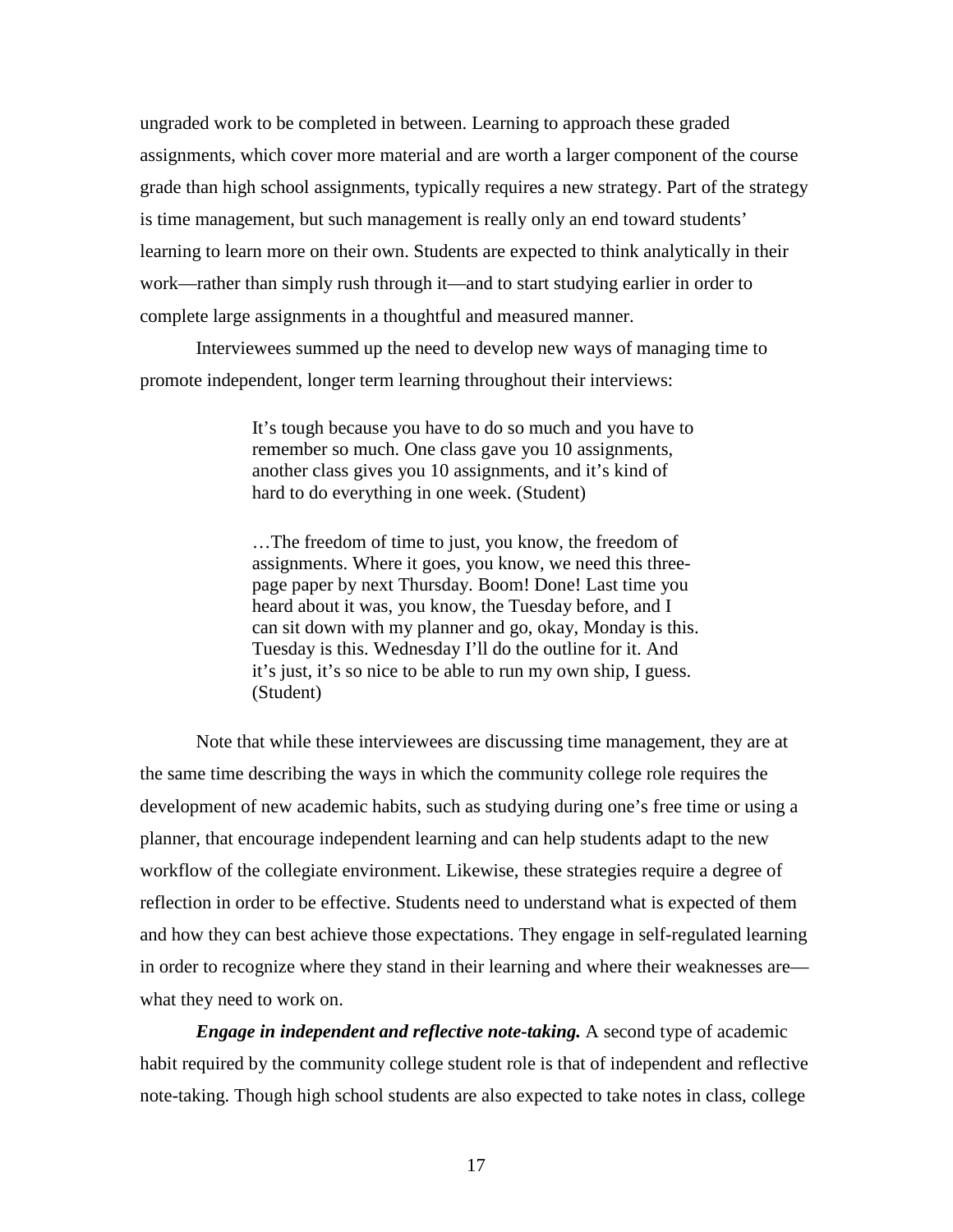ungraded work to be completed in between. Learning to approach these graded assignments, which cover more material and are worth a larger component of the course grade than high school assignments, typically requires a new strategy. Part of the strategy is time management, but such management is really only an end toward students' learning to learn more on their own. Students are expected to think analytically in their work—rather than simply rush through it—and to start studying earlier in order to complete large assignments in a thoughtful and measured manner.

Interviewees summed up the need to develop new ways of managing time to promote independent, longer term learning throughout their interviews:

> It's tough because you have to do so much and you have to remember so much. One class gave you 10 assignments, another class gives you 10 assignments, and it's kind of hard to do everything in one week. (Student)

> …The freedom of time to just, you know, the freedom of assignments. Where it goes, you know, we need this three-page paper by next Thursday. Boom! Done! Last time you heard about it was, you know, the Tuesday before, and I can sit down with my planner and go, okay, Monday is this. Tuesday is this. Wednesday I'll do the outline for it. And it's just, it's so nice to be able to run my own ship, I guess. (Student)

Note that while these interviewees are discussing time management, they are at the same time describing the ways in which the community college role requires the development of new academic habits, such as studying during one's free time or using a planner, that encourage independent learning and can help students adapt to the new workflow of the collegiate environment. Likewise, these strategies require a degree of reflection in order to be effective. Students need to understand what is expected of them and how they can best achieve those expectations. They engage in self-regulated learning in order to recognize where they stand in their learning and where their weaknesses are—what they need to work on.

***Engage in independent and reflective note-taking.*** A second type of academic habit required by the community college student role is that of independent and reflective note-taking. Though high school students are also expected to take notes in class, college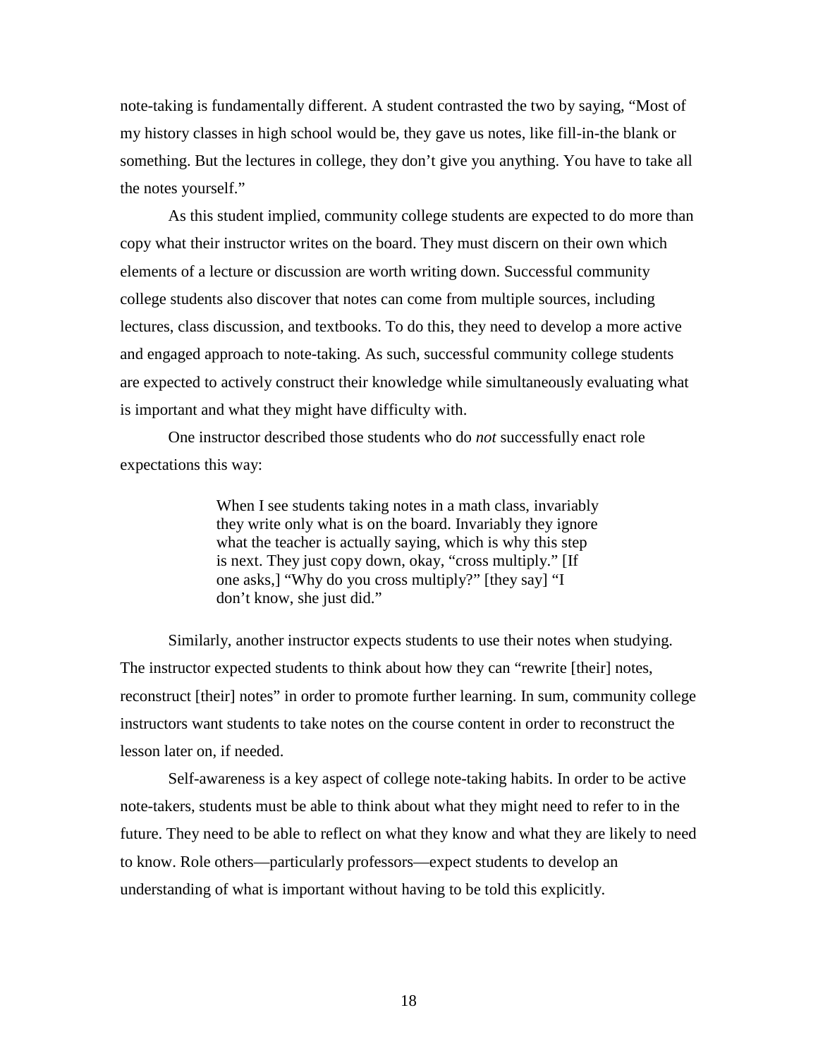note-taking is fundamentally different. A student contrasted the two by saying, "Most of my history classes in high school would be, they gave us notes, like fill-in-the blank or something. But the lectures in college, they don't give you anything. You have to take all the notes yourself."

As this student implied, community college students are expected to do more than copy what their instructor writes on the board. They must discern on their own which elements of a lecture or discussion are worth writing down. Successful community college students also discover that notes can come from multiple sources, including lectures, class discussion, and textbooks. To do this, they need to develop a more active and engaged approach to note-taking. As such, successful community college students are expected to actively construct their knowledge while simultaneously evaluating what is important and what they might have difficulty with.

One instructor described those students who do *not* successfully enact role expectations this way:

> When I see students taking notes in a math class, invariably they write only what is on the board. Invariably they ignore what the teacher is actually saying, which is why this step is next. They just copy down, okay, "cross multiply." [If one asks,] "Why do you cross multiply?" [they say] "I don't know, she just did."

Similarly, another instructor expects students to use their notes when studying. The instructor expected students to think about how they can "rewrite [their] notes, reconstruct [their] notes" in order to promote further learning. In sum, community college instructors want students to take notes on the course content in order to reconstruct the lesson later on, if needed.

Self-awareness is a key aspect of college note-taking habits. In order to be active note-takers, students must be able to think about what they might need to refer to in the future. They need to be able to reflect on what they know and what they are likely to need to know. Role others—particularly professors—expect students to develop an understanding of what is important without having to be told this explicitly.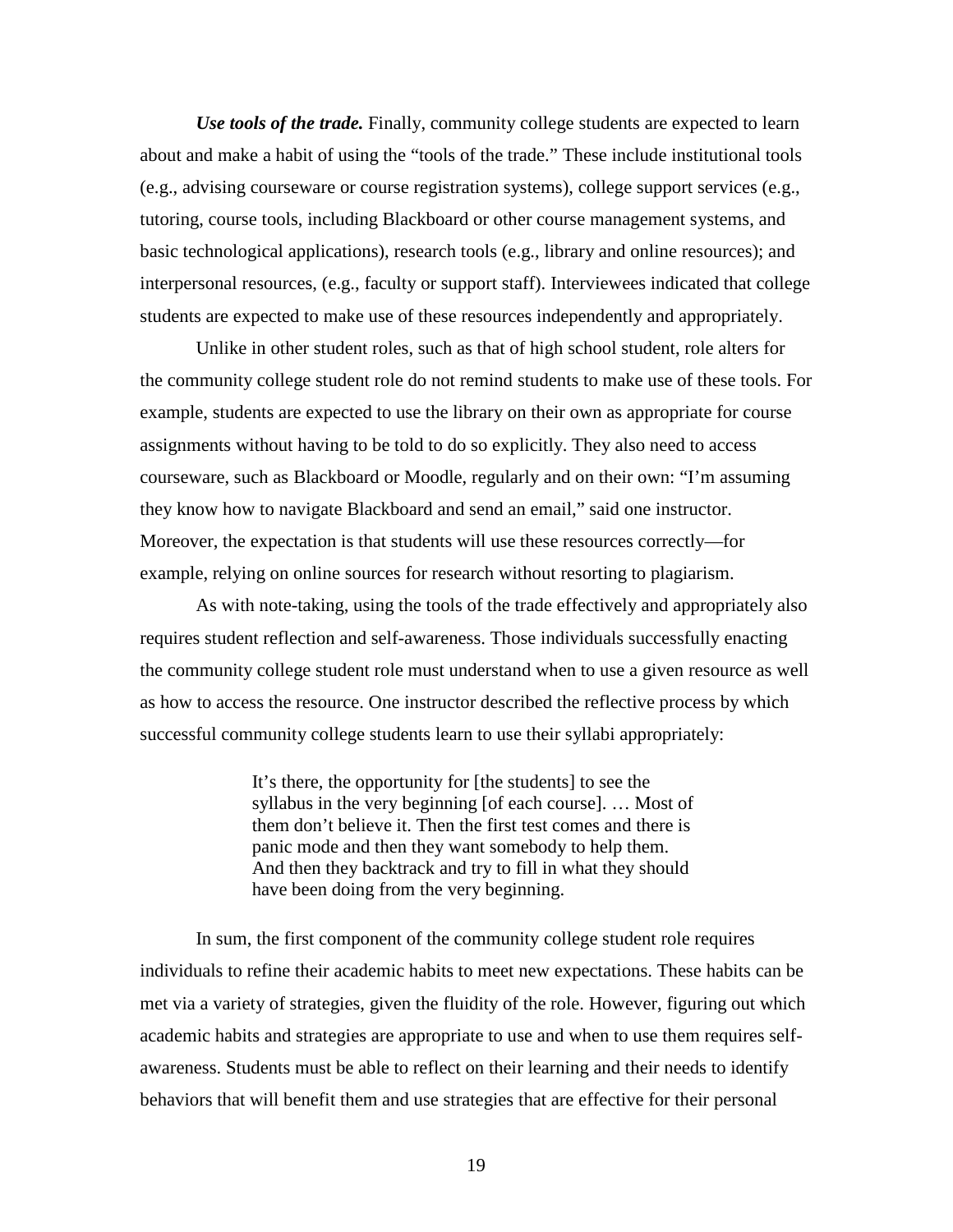***Use tools of the trade.*** Finally, community college students are expected to learn about and make a habit of using the "tools of the trade." These include institutional tools (e.g., advising courseware or course registration systems), college support services (e.g., tutoring, course tools, including Blackboard or other course management systems, and basic technological applications), research tools (e.g., library and online resources); and interpersonal resources, (e.g., faculty or support staff). Interviewees indicated that college students are expected to make use of these resources independently and appropriately.

Unlike in other student roles, such as that of high school student, role alters for the community college student role do not remind students to make use of these tools. For example, students are expected to use the library on their own as appropriate for course assignments without having to be told to do so explicitly. They also need to access courseware, such as Blackboard or Moodle, regularly and on their own: "I'm assuming they know how to navigate Blackboard and send an email," said one instructor. Moreover, the expectation is that students will use these resources correctly—for example, relying on online sources for research without resorting to plagiarism.

As with note-taking, using the tools of the trade effectively and appropriately also requires student reflection and self-awareness. Those individuals successfully enacting the community college student role must understand when to use a given resource as well as how to access the resource. One instructor described the reflective process by which successful community college students learn to use their syllabi appropriately:

> It's there, the opportunity for [the students] to see the syllabus in the very beginning [of each course]. … Most of them don't believe it. Then the first test comes and there is panic mode and then they want somebody to help them. And then they backtrack and try to fill in what they should have been doing from the very beginning.

In sum, the first component of the community college student role requires individuals to refine their academic habits to meet new expectations. These habits can be met via a variety of strategies, given the fluidity of the role. However, figuring out which academic habits and strategies are appropriate to use and when to use them requires self-awareness. Students must be able to reflect on their learning and their needs to identify behaviors that will benefit them and use strategies that are effective for their personal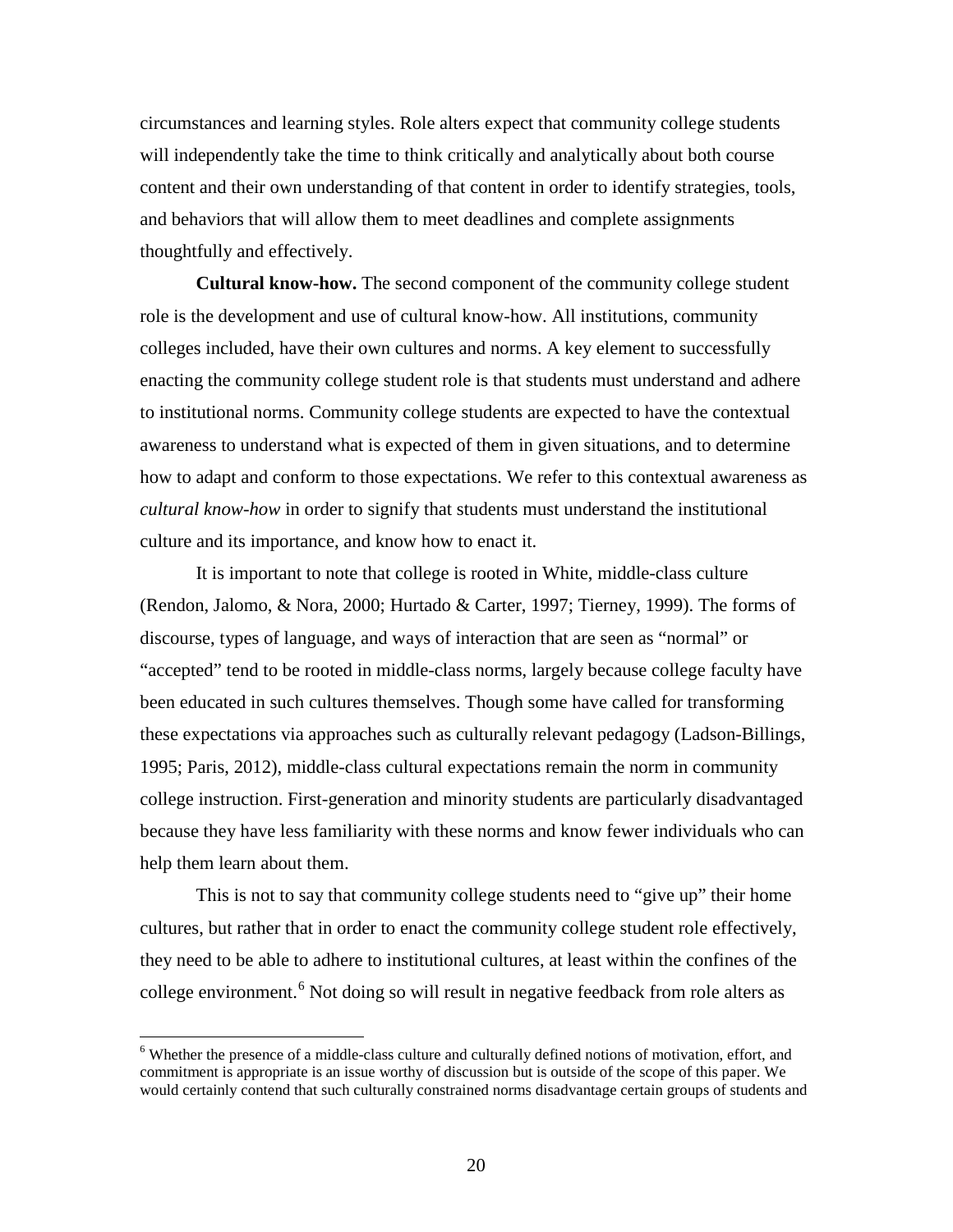circumstances and learning styles. Role alters expect that community college students will independently take the time to think critically and analytically about both course content and their own understanding of that content in order to identify strategies, tools, and behaviors that will allow them to meet deadlines and complete assignments thoughtfully and effectively.

**Cultural know-how.** The second component of the community college student role is the development and use of cultural know-how. All institutions, community colleges included, have their own cultures and norms. A key element to successfully enacting the community college student role is that students must understand and adhere to institutional norms. Community college students are expected to have the contextual awareness to understand what is expected of them in given situations, and to determine how to adapt and conform to those expectations. We refer to this contextual awareness as *cultural know-how* in order to signify that students must understand the institutional culture and its importance, and know how to enact it.

It is important to note that college is rooted in White, middle-class culture (Rendon, Jalomo, & Nora, 2000; Hurtado & Carter, 1997; Tierney, 1999). The forms of discourse, types of language, and ways of interaction that are seen as "normal" or "accepted" tend to be rooted in middle-class norms, largely because college faculty have been educated in such cultures themselves. Though some have called for transforming these expectations via approaches such as culturally relevant pedagogy (Ladson-Billings, 1995; Paris, 2012), middle-class cultural expectations remain the norm in community college instruction. First-generation and minority students are particularly disadvantaged because they have less familiarity with these norms and know fewer individuals who can help them learn about them.

This is not to say that community college students need to "give up" their home cultures, but rather that in order to enact the community college student role effectively, they need to be able to adhere to institutional cultures, at least within the confines of the college environment.[6] Not doing so will result in negative feedback from role alters as

[6] Whether the presence of a middle-class culture and culturally defined notions of motivation, effort, and commitment is appropriate is an issue worthy of discussion but is outside of the scope of this paper. We would certainly contend that such culturally constrained norms disadvantage certain groups of students and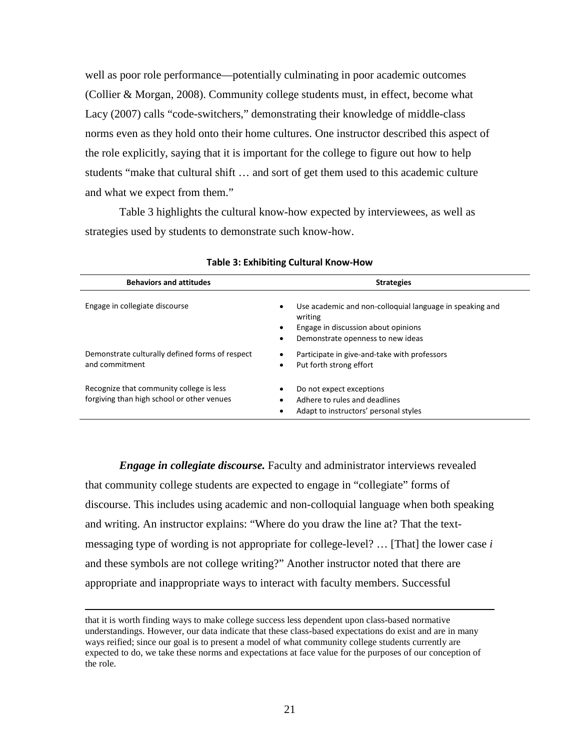well as poor role performance—potentially culminating in poor academic outcomes (Collier & Morgan, 2008). Community college students must, in effect, become what Lacy (2007) calls "code-switchers," demonstrating their knowledge of middle-class norms even as they hold onto their home cultures. One instructor described this aspect of the role explicitly, saying that it is important for the college to figure out how to help students "make that cultural shift … and sort of get them used to this academic culture and what we expect from them."

Table 3 highlights the cultural know-how expected by interviewees, as well as strategies used by students to demonstrate such know-how.

**Table 3: Exhibiting Cultural Know-How**

| Behaviors and attitudes | Strategies |
|---|---|
| Engage in collegiate discourse | • Use academic and non-colloquial language in speaking and writing<br>• Engage in discussion about opinions<br>• Demonstrate openness to new ideas |
| Demonstrate culturally defined forms of respect and commitment | • Participate in give-and-take with professors<br>• Put forth strong effort |
| Recognize that community college is less forgiving than high school or other venues | • Do not expect exceptions<br>• Adhere to rules and deadlines<br>• Adapt to instructors' personal styles |

***Engage in collegiate discourse.*** Faculty and administrator interviews revealed that community college students are expected to engage in "collegiate" forms of discourse. This includes using academic and non-colloquial language when both speaking and writing. An instructor explains: "Where do you draw the line at? That the text-messaging type of wording is not appropriate for college-level? … [That] the lower case *i* and these symbols are not college writing?" Another instructor noted that there are appropriate and inappropriate ways to interact with faculty members. Successful

---

that it is worth finding ways to make college success less dependent upon class-based normative understandings. However, our data indicate that these class-based expectations do exist and are in many ways reified; since our goal is to present a model of what community college students currently are expected to do, we take these norms and expectations at face value for the purposes of our conception of the role.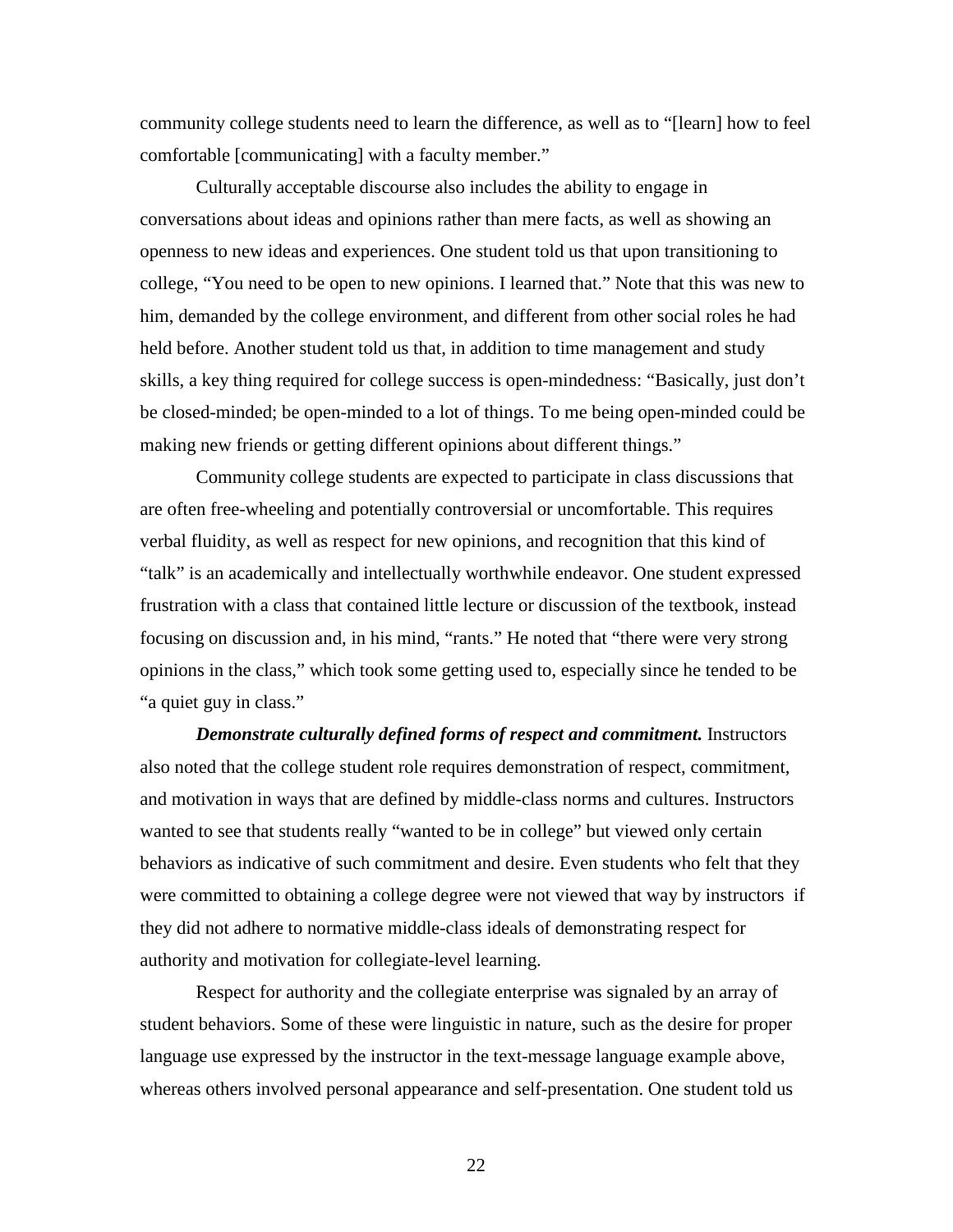community college students need to learn the difference, as well as to "[learn] how to feel comfortable [communicating] with a faculty member."

Culturally acceptable discourse also includes the ability to engage in conversations about ideas and opinions rather than mere facts, as well as showing an openness to new ideas and experiences. One student told us that upon transitioning to college, "You need to be open to new opinions. I learned that." Note that this was new to him, demanded by the college environment, and different from other social roles he had held before. Another student told us that, in addition to time management and study skills, a key thing required for college success is open-mindedness: "Basically, just don't be closed-minded; be open-minded to a lot of things. To me being open-minded could be making new friends or getting different opinions about different things."

Community college students are expected to participate in class discussions that are often free-wheeling and potentially controversial or uncomfortable. This requires verbal fluidity, as well as respect for new opinions, and recognition that this kind of "talk" is an academically and intellectually worthwhile endeavor. One student expressed frustration with a class that contained little lecture or discussion of the textbook, instead focusing on discussion and, in his mind, "rants." He noted that "there were very strong opinions in the class," which took some getting used to, especially since he tended to be "a quiet guy in class."

***Demonstrate culturally defined forms of respect and commitment.*** Instructors also noted that the college student role requires demonstration of respect, commitment, and motivation in ways that are defined by middle-class norms and cultures. Instructors wanted to see that students really "wanted to be in college" but viewed only certain behaviors as indicative of such commitment and desire. Even students who felt that they were committed to obtaining a college degree were not viewed that way by instructors if they did not adhere to normative middle-class ideals of demonstrating respect for authority and motivation for collegiate-level learning.

Respect for authority and the collegiate enterprise was signaled by an array of student behaviors. Some of these were linguistic in nature, such as the desire for proper language use expressed by the instructor in the text-message language example above, whereas others involved personal appearance and self-presentation. One student told us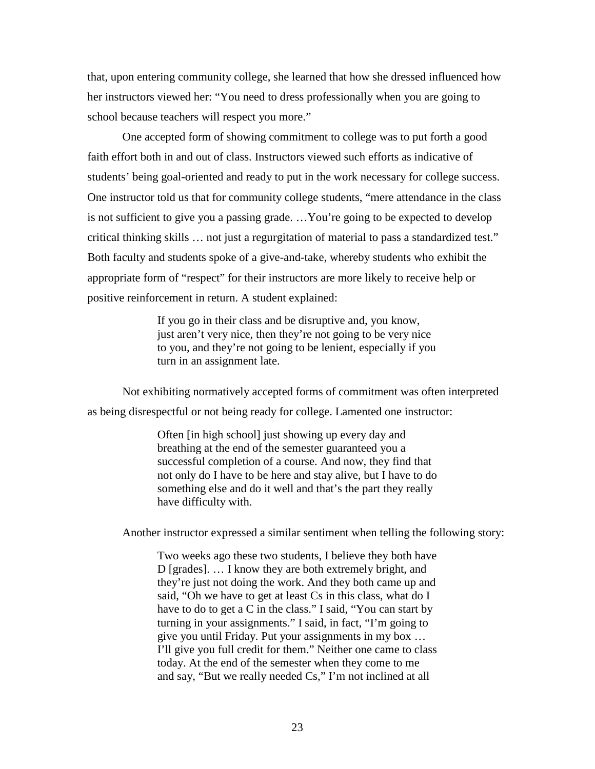that, upon entering community college, she learned that how she dressed influenced how her instructors viewed her: "You need to dress professionally when you are going to school because teachers will respect you more."

One accepted form of showing commitment to college was to put forth a good faith effort both in and out of class. Instructors viewed such efforts as indicative of students' being goal-oriented and ready to put in the work necessary for college success. One instructor told us that for community college students, "mere attendance in the class is not sufficient to give you a passing grade. …You're going to be expected to develop critical thinking skills … not just a regurgitation of material to pass a standardized test." Both faculty and students spoke of a give-and-take, whereby students who exhibit the appropriate form of "respect" for their instructors are more likely to receive help or positive reinforcement in return. A student explained:

> If you go in their class and be disruptive and, you know, just aren't very nice, then they're not going to be very nice to you, and they're not going to be lenient, especially if you turn in an assignment late.

Not exhibiting normatively accepted forms of commitment was often interpreted as being disrespectful or not being ready for college. Lamented one instructor:

> Often [in high school] just showing up every day and breathing at the end of the semester guaranteed you a successful completion of a course. And now, they find that not only do I have to be here and stay alive, but I have to do something else and do it well and that's the part they really have difficulty with.

Another instructor expressed a similar sentiment when telling the following story:

> Two weeks ago these two students, I believe they both have D [grades]. … I know they are both extremely bright, and they're just not doing the work. And they both came up and said, "Oh we have to get at least Cs in this class, what do I have to do to get a C in the class." I said, "You can start by turning in your assignments." I said, in fact, "I'm going to give you until Friday. Put your assignments in my box … I'll give you full credit for them." Neither one came to class today. At the end of the semester when they come to me and say, "But we really needed Cs," I'm not inclined at all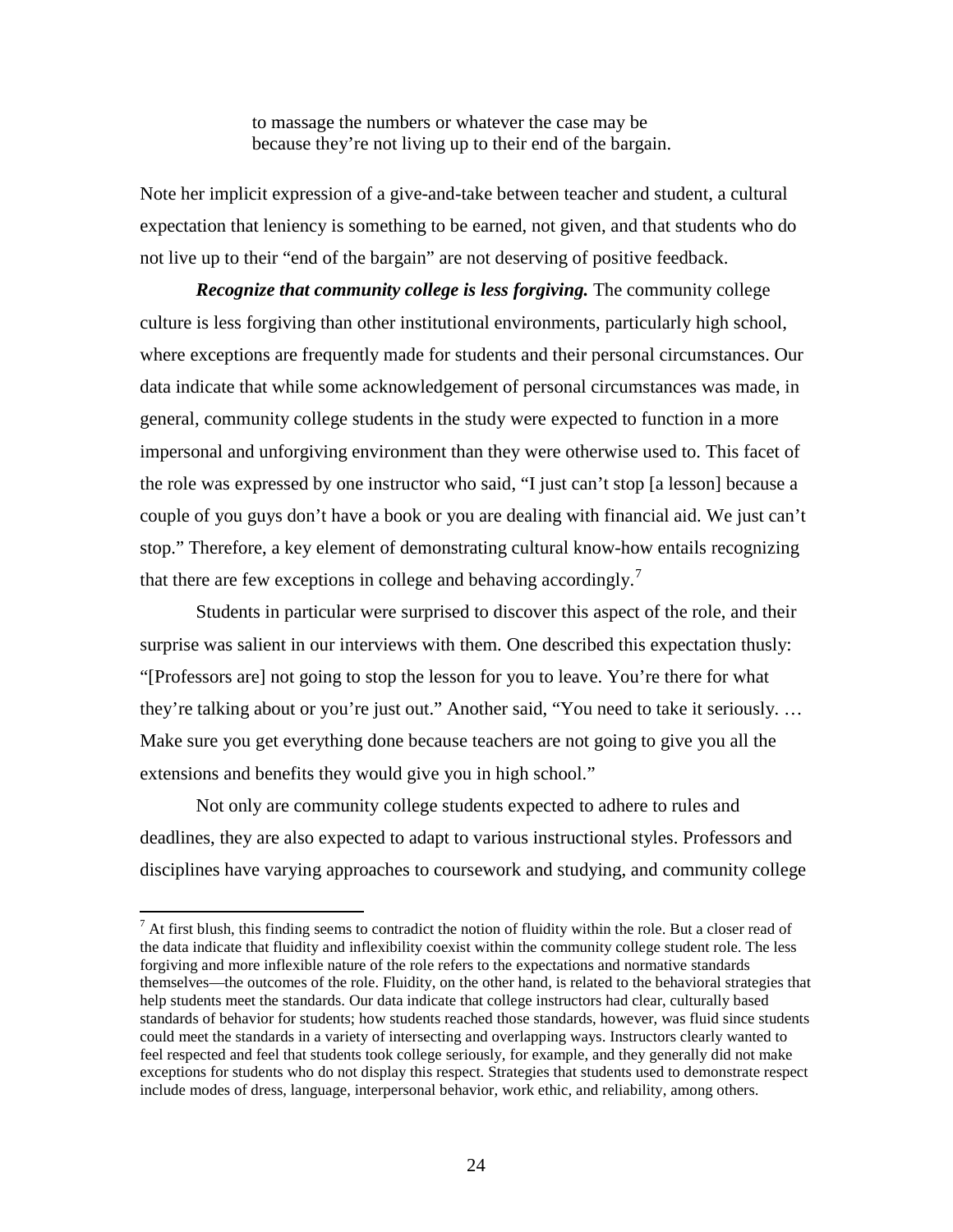> to massage the numbers or whatever the case may be because they're not living up to their end of the bargain.

Note her implicit expression of a give-and-take between teacher and student, a cultural expectation that leniency is something to be earned, not given, and that students who do not live up to their "end of the bargain" are not deserving of positive feedback.

***Recognize that community college is less forgiving.*** The community college culture is less forgiving than other institutional environments, particularly high school, where exceptions are frequently made for students and their personal circumstances. Our data indicate that while some acknowledgement of personal circumstances was made, in general, community college students in the study were expected to function in a more impersonal and unforgiving environment than they were otherwise used to. This facet of the role was expressed by one instructor who said, "I just can't stop [a lesson] because a couple of you guys don't have a book or you are dealing with financial aid. We just can't stop." Therefore, a key element of demonstrating cultural know-how entails recognizing that there are few exceptions in college and behaving accordingly.[7]

Students in particular were surprised to discover this aspect of the role, and their surprise was salient in our interviews with them. One described this expectation thusly: "[Professors are] not going to stop the lesson for you to leave. You're there for what they're talking about or you're just out." Another said, "You need to take it seriously. … Make sure you get everything done because teachers are not going to give you all the extensions and benefits they would give you in high school."

Not only are community college students expected to adhere to rules and deadlines, they are also expected to adapt to various instructional styles. Professors and disciplines have varying approaches to coursework and studying, and community college

---

[7] At first blush, this finding seems to contradict the notion of fluidity within the role. But a closer read of the data indicate that fluidity and inflexibility coexist within the community college student role. The less forgiving and more inflexible nature of the role refers to the expectations and normative standards themselves—the outcomes of the role. Fluidity, on the other hand, is related to the behavioral strategies that help students meet the standards. Our data indicate that college instructors had clear, culturally based standards of behavior for students; how students reached those standards, however, was fluid since students could meet the standards in a variety of intersecting and overlapping ways. Instructors clearly wanted to feel respected and feel that students took college seriously, for example, and they generally did not make exceptions for students who do not display this respect. Strategies that students used to demonstrate respect include modes of dress, language, interpersonal behavior, work ethic, and reliability, among others.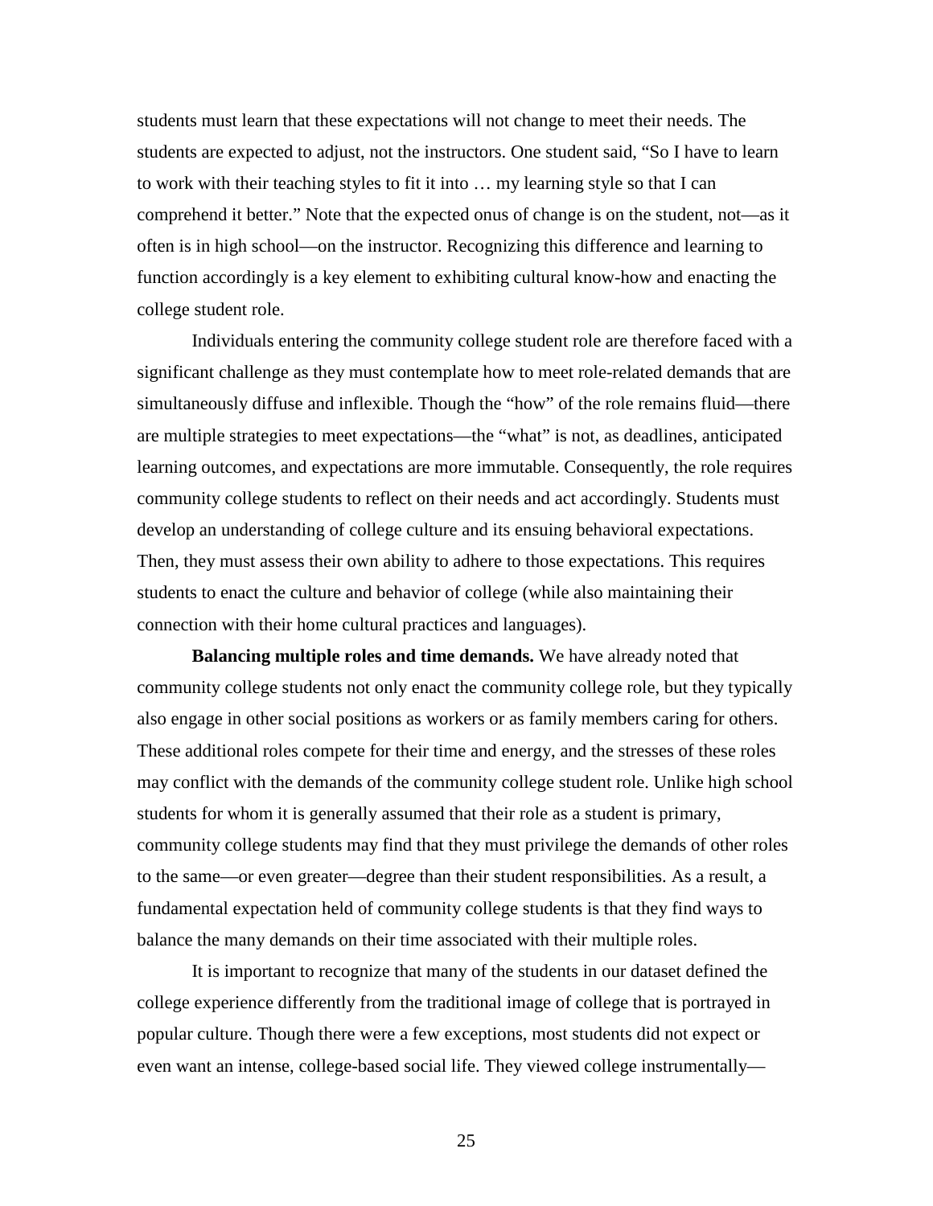students must learn that these expectations will not change to meet their needs. The students are expected to adjust, not the instructors. One student said, "So I have to learn to work with their teaching styles to fit it into … my learning style so that I can comprehend it better." Note that the expected onus of change is on the student, not—as it often is in high school—on the instructor. Recognizing this difference and learning to function accordingly is a key element to exhibiting cultural know-how and enacting the college student role.

Individuals entering the community college student role are therefore faced with a significant challenge as they must contemplate how to meet role-related demands that are simultaneously diffuse and inflexible. Though the "how" of the role remains fluid—there are multiple strategies to meet expectations—the "what" is not, as deadlines, anticipated learning outcomes, and expectations are more immutable. Consequently, the role requires community college students to reflect on their needs and act accordingly. Students must develop an understanding of college culture and its ensuing behavioral expectations. Then, they must assess their own ability to adhere to those expectations. This requires students to enact the culture and behavior of college (while also maintaining their connection with their home cultural practices and languages).

**Balancing multiple roles and time demands.** We have already noted that community college students not only enact the community college role, but they typically also engage in other social positions as workers or as family members caring for others. These additional roles compete for their time and energy, and the stresses of these roles may conflict with the demands of the community college student role. Unlike high school students for whom it is generally assumed that their role as a student is primary, community college students may find that they must privilege the demands of other roles to the same—or even greater—degree than their student responsibilities. As a result, a fundamental expectation held of community college students is that they find ways to balance the many demands on their time associated with their multiple roles.

It is important to recognize that many of the students in our dataset defined the college experience differently from the traditional image of college that is portrayed in popular culture. Though there were a few exceptions, most students did not expect or even want an intense, college-based social life. They viewed college instrumentally—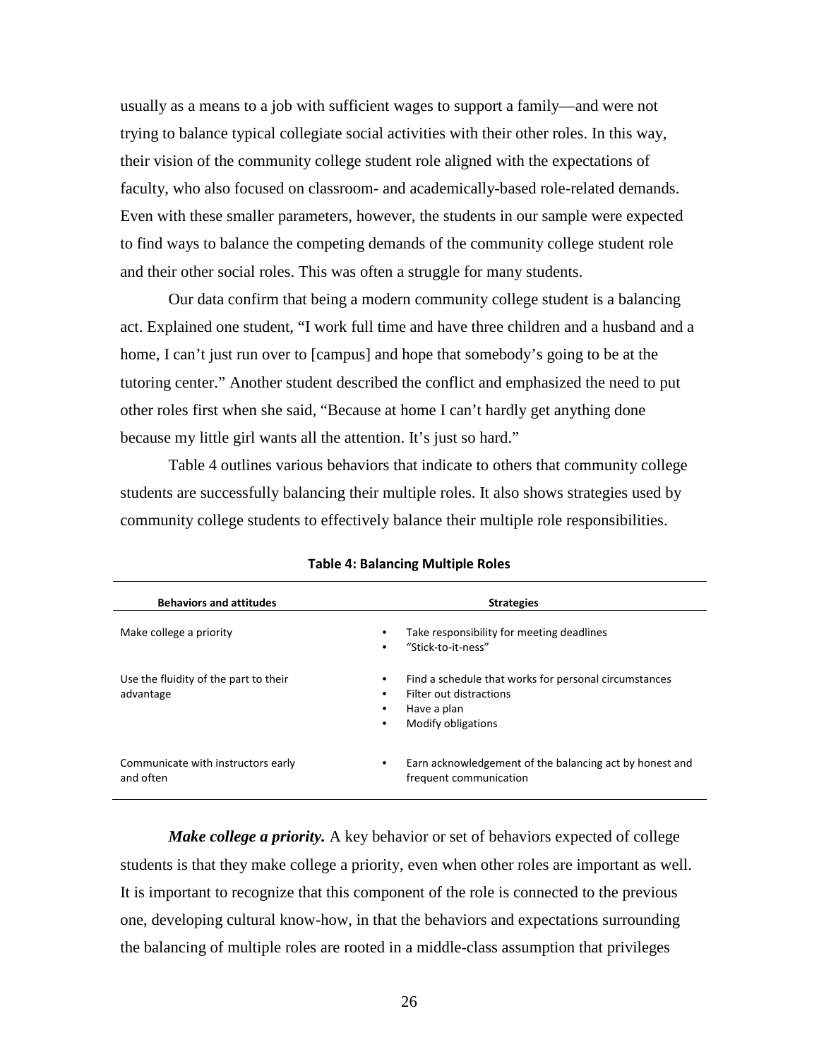usually as a means to a job with sufficient wages to support a family—and were not trying to balance typical collegiate social activities with their other roles. In this way, their vision of the community college student role aligned with the expectations of faculty, who also focused on classroom- and academically-based role-related demands. Even with these smaller parameters, however, the students in our sample were expected to find ways to balance the competing demands of the community college student role and their other social roles. This was often a struggle for many students.

Our data confirm that being a modern community college student is a balancing act. Explained one student, "I work full time and have three children and a husband and a home, I can't just run over to [campus] and hope that somebody's going to be at the tutoring center." Another student described the conflict and emphasized the need to put other roles first when she said, "Because at home I can't hardly get anything done because my little girl wants all the attention. It's just so hard."

Table 4 outlines various behaviors that indicate to others that community college students are successfully balancing their multiple roles. It also shows strategies used by community college students to effectively balance their multiple role responsibilities.

**Table 4: Balancing Multiple Roles**

| Behaviors and attitudes | Strategies |
|---|---|
| Make college a priority | • Take responsibility for meeting deadlines<br>• "Stick-to-it-ness" |
| Use the fluidity of the part to their advantage | • Find a schedule that works for personal circumstances<br>• Filter out distractions<br>• Have a plan<br>• Modify obligations |
| Communicate with instructors early and often | • Earn acknowledgement of the balancing act by honest and frequent communication |

***Make college a priority.*** A key behavior or set of behaviors expected of college students is that they make college a priority, even when other roles are important as well. It is important to recognize that this component of the role is connected to the previous one, developing cultural know-how, in that the behaviors and expectations surrounding the balancing of multiple roles are rooted in a middle-class assumption that privileges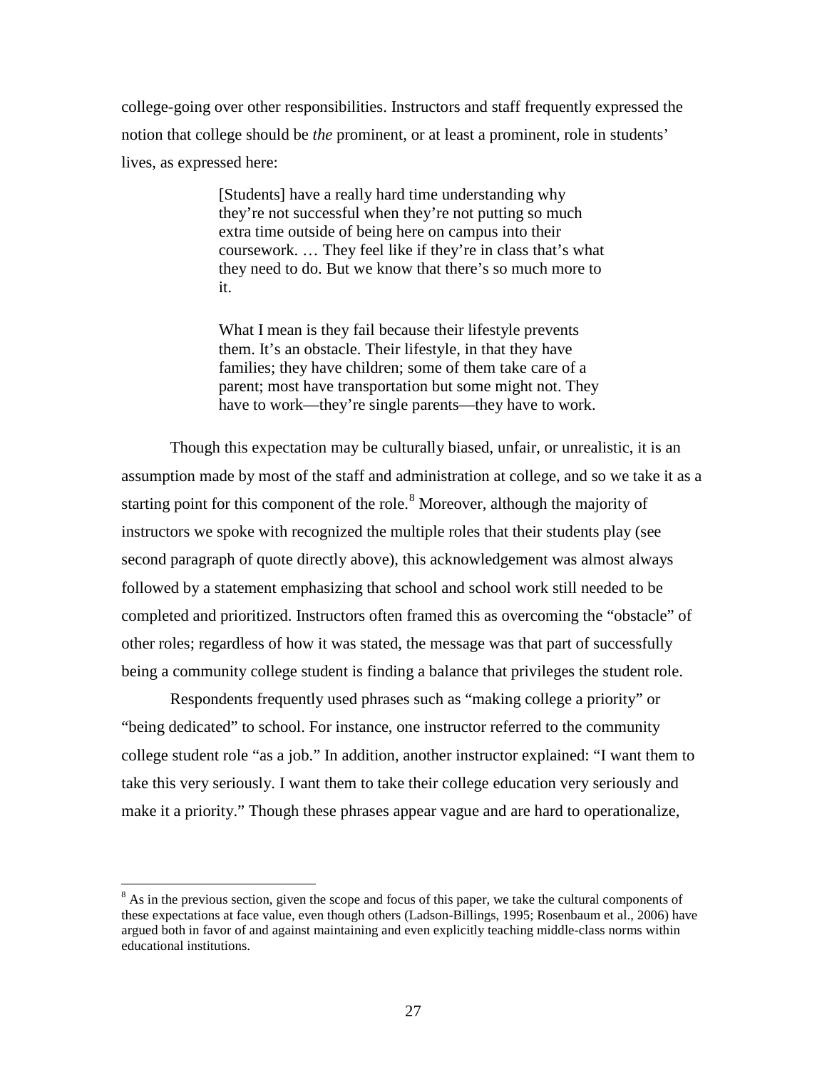college-going over other responsibilities. Instructors and staff frequently expressed the notion that college should be *the* prominent, or at least a prominent, role in students' lives, as expressed here:

> [Students] have a really hard time understanding why they're not successful when they're not putting so much extra time outside of being here on campus into their coursework. … They feel like if they're in class that's what they need to do. But we know that there's so much more to it.
>
> What I mean is they fail because their lifestyle prevents them. It's an obstacle. Their lifestyle, in that they have families; they have children; some of them take care of a parent; most have transportation but some might not. They have to work—they're single parents—they have to work.

Though this expectation may be culturally biased, unfair, or unrealistic, it is an assumption made by most of the staff and administration at college, and so we take it as a starting point for this component of the role.[8] Moreover, although the majority of instructors we spoke with recognized the multiple roles that their students play (see second paragraph of quote directly above), this acknowledgement was almost always followed by a statement emphasizing that school and school work still needed to be completed and prioritized. Instructors often framed this as overcoming the "obstacle" of other roles; regardless of how it was stated, the message was that part of successfully being a community college student is finding a balance that privileges the student role.

Respondents frequently used phrases such as "making college a priority" or "being dedicated" to school. For instance, one instructor referred to the community college student role "as a job." In addition, another instructor explained: "I want them to take this very seriously. I want them to take their college education very seriously and make it a priority." Though these phrases appear vague and are hard to operationalize,

[8] As in the previous section, given the scope and focus of this paper, we take the cultural components of these expectations at face value, even though others (Ladson-Billings, 1995; Rosenbaum et al., 2006) have argued both in favor of and against maintaining and even explicitly teaching middle-class norms within educational institutions.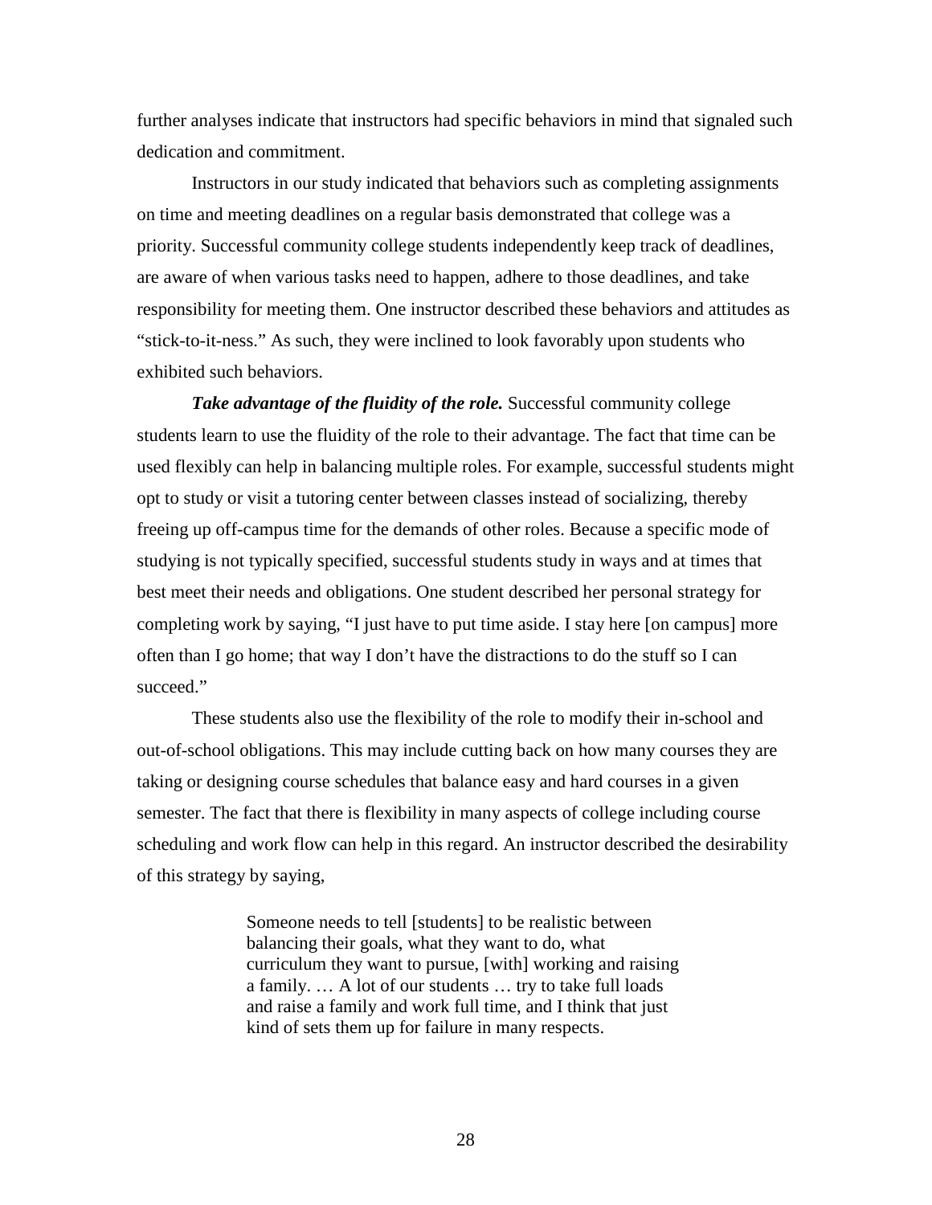further analyses indicate that instructors had specific behaviors in mind that signaled such dedication and commitment.

Instructors in our study indicated that behaviors such as completing assignments on time and meeting deadlines on a regular basis demonstrated that college was a priority. Successful community college students independently keep track of deadlines, are aware of when various tasks need to happen, adhere to those deadlines, and take responsibility for meeting them. One instructor described these behaviors and attitudes as "stick-to-it-ness." As such, they were inclined to look favorably upon students who exhibited such behaviors.

***Take advantage of the fluidity of the role.*** Successful community college students learn to use the fluidity of the role to their advantage. The fact that time can be used flexibly can help in balancing multiple roles. For example, successful students might opt to study or visit a tutoring center between classes instead of socializing, thereby freeing up off-campus time for the demands of other roles. Because a specific mode of studying is not typically specified, successful students study in ways and at times that best meet their needs and obligations. One student described her personal strategy for completing work by saying, "I just have to put time aside. I stay here [on campus] more often than I go home; that way I don't have the distractions to do the stuff so I can succeed."

These students also use the flexibility of the role to modify their in-school and out-of-school obligations. This may include cutting back on how many courses they are taking or designing course schedules that balance easy and hard courses in a given semester. The fact that there is flexibility in many aspects of college including course scheduling and work flow can help in this regard. An instructor described the desirability of this strategy by saying,

> Someone needs to tell [students] to be realistic between balancing their goals, what they want to do, what curriculum they want to pursue, [with] working and raising a family. … A lot of our students … try to take full loads and raise a family and work full time, and I think that just kind of sets them up for failure in many respects.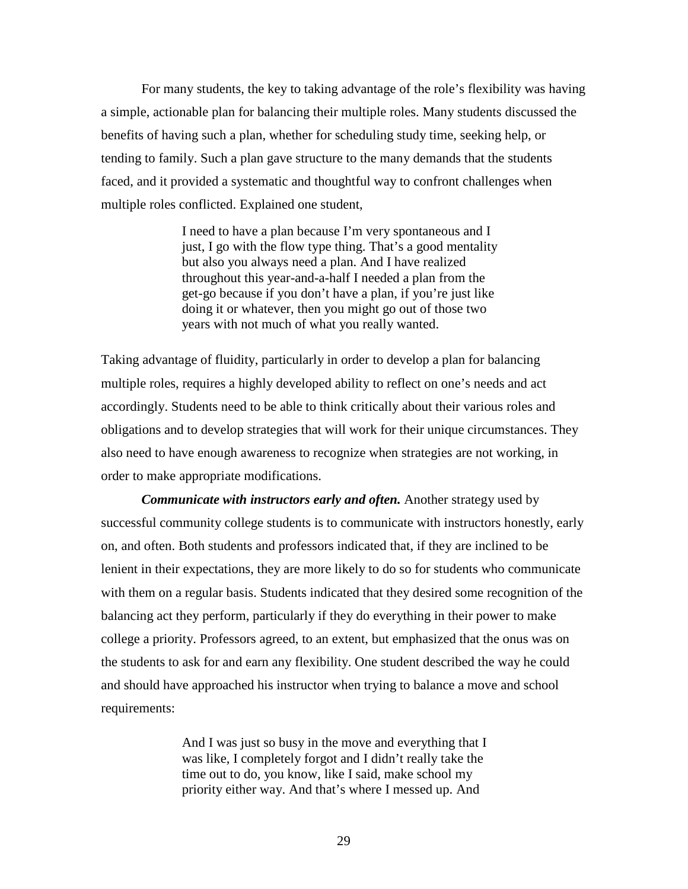For many students, the key to taking advantage of the role's flexibility was having a simple, actionable plan for balancing their multiple roles. Many students discussed the benefits of having such a plan, whether for scheduling study time, seeking help, or tending to family. Such a plan gave structure to the many demands that the students faced, and it provided a systematic and thoughtful way to confront challenges when multiple roles conflicted. Explained one student,

> I need to have a plan because I'm very spontaneous and I just, I go with the flow type thing. That's a good mentality but also you always need a plan. And I have realized throughout this year-and-a-half I needed a plan from the get-go because if you don't have a plan, if you're just like doing it or whatever, then you might go out of those two years with not much of what you really wanted.

Taking advantage of fluidity, particularly in order to develop a plan for balancing multiple roles, requires a highly developed ability to reflect on one's needs and act accordingly. Students need to be able to think critically about their various roles and obligations and to develop strategies that will work for their unique circumstances. They also need to have enough awareness to recognize when strategies are not working, in order to make appropriate modifications.

***Communicate with instructors early and often.*** Another strategy used by successful community college students is to communicate with instructors honestly, early on, and often. Both students and professors indicated that, if they are inclined to be lenient in their expectations, they are more likely to do so for students who communicate with them on a regular basis. Students indicated that they desired some recognition of the balancing act they perform, particularly if they do everything in their power to make college a priority. Professors agreed, to an extent, but emphasized that the onus was on the students to ask for and earn any flexibility. One student described the way he could and should have approached his instructor when trying to balance a move and school requirements:

> And I was just so busy in the move and everything that I was like, I completely forgot and I didn't really take the time out to do, you know, like I said, make school my priority either way. And that's where I messed up. And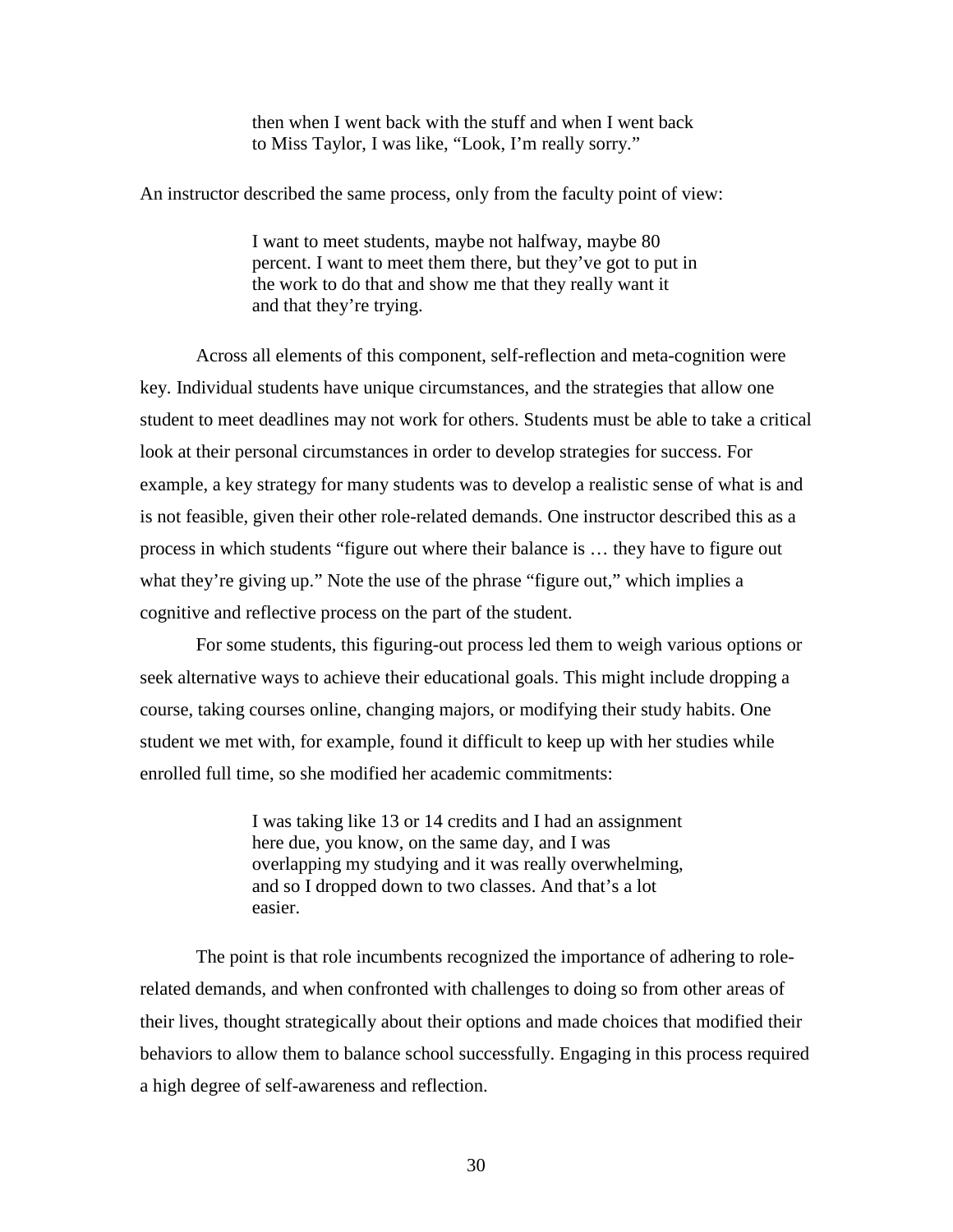> then when I went back with the stuff and when I went back to Miss Taylor, I was like, "Look, I'm really sorry."

An instructor described the same process, only from the faculty point of view:

> I want to meet students, maybe not halfway, maybe 80 percent. I want to meet them there, but they've got to put in the work to do that and show me that they really want it and that they're trying.

Across all elements of this component, self-reflection and meta-cognition were key. Individual students have unique circumstances, and the strategies that allow one student to meet deadlines may not work for others. Students must be able to take a critical look at their personal circumstances in order to develop strategies for success. For example, a key strategy for many students was to develop a realistic sense of what is and is not feasible, given their other role-related demands. One instructor described this as a process in which students "figure out where their balance is … they have to figure out what they're giving up." Note the use of the phrase "figure out," which implies a cognitive and reflective process on the part of the student.

For some students, this figuring-out process led them to weigh various options or seek alternative ways to achieve their educational goals. This might include dropping a course, taking courses online, changing majors, or modifying their study habits. One student we met with, for example, found it difficult to keep up with her studies while enrolled full time, so she modified her academic commitments:

> I was taking like 13 or 14 credits and I had an assignment here due, you know, on the same day, and I was overlapping my studying and it was really overwhelming, and so I dropped down to two classes. And that's a lot easier.

The point is that role incumbents recognized the importance of adhering to role-related demands, and when confronted with challenges to doing so from other areas of their lives, thought strategically about their options and made choices that modified their behaviors to allow them to balance school successfully. Engaging in this process required a high degree of self-awareness and reflection.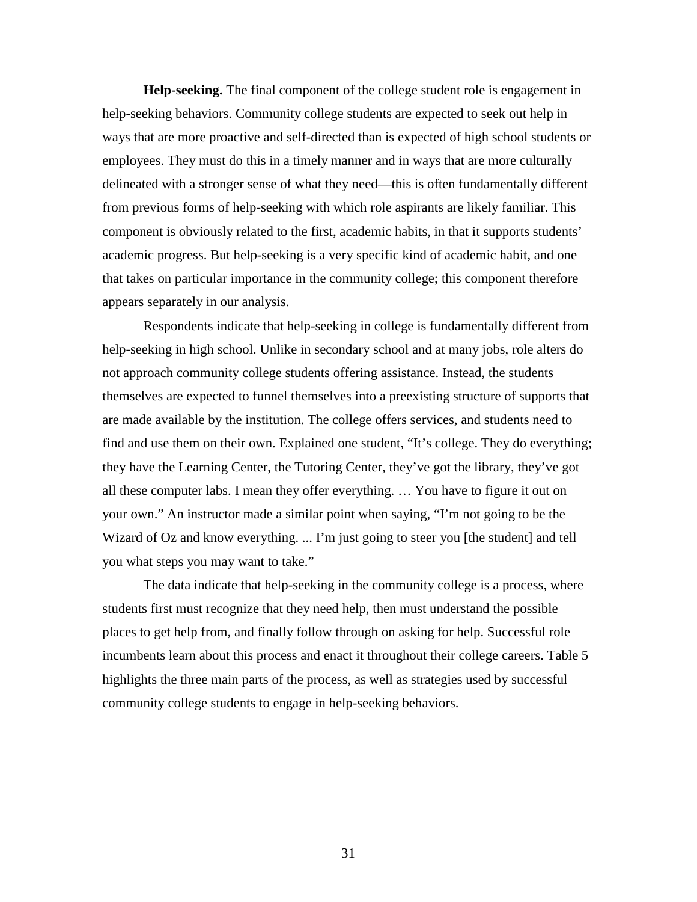**Help-seeking.** The final component of the college student role is engagement in help-seeking behaviors. Community college students are expected to seek out help in ways that are more proactive and self-directed than is expected of high school students or employees. They must do this in a timely manner and in ways that are more culturally delineated with a stronger sense of what they need—this is often fundamentally different from previous forms of help-seeking with which role aspirants are likely familiar. This component is obviously related to the first, academic habits, in that it supports students' academic progress. But help-seeking is a very specific kind of academic habit, and one that takes on particular importance in the community college; this component therefore appears separately in our analysis.

Respondents indicate that help-seeking in college is fundamentally different from help-seeking in high school. Unlike in secondary school and at many jobs, role alters do not approach community college students offering assistance. Instead, the students themselves are expected to funnel themselves into a preexisting structure of supports that are made available by the institution. The college offers services, and students need to find and use them on their own. Explained one student, "It's college. They do everything; they have the Learning Center, the Tutoring Center, they've got the library, they've got all these computer labs. I mean they offer everything. … You have to figure it out on your own." An instructor made a similar point when saying, "I'm not going to be the Wizard of Oz and know everything. ... I'm just going to steer you [the student] and tell you what steps you may want to take."

The data indicate that help-seeking in the community college is a process, where students first must recognize that they need help, then must understand the possible places to get help from, and finally follow through on asking for help. Successful role incumbents learn about this process and enact it throughout their college careers. Table 5 highlights the three main parts of the process, as well as strategies used by successful community college students to engage in help-seeking behaviors.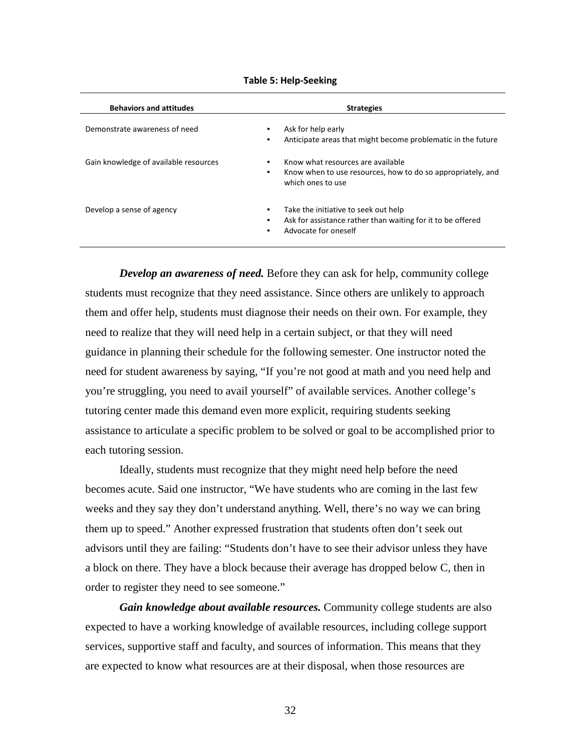**Table 5: Help-Seeking**

| Behaviors and attitudes | Strategies |
|---|---|
| Demonstrate awareness of need | • Ask for help early<br>• Anticipate areas that might become problematic in the future |
| Gain knowledge of available resources | • Know what resources are available<br>• Know when to use resources, how to do so appropriately, and which ones to use |
| Develop a sense of agency | • Take the initiative to seek out help<br>• Ask for assistance rather than waiting for it to be offered<br>• Advocate for oneself |

***Develop an awareness of need.*** Before they can ask for help, community college students must recognize that they need assistance. Since others are unlikely to approach them and offer help, students must diagnose their needs on their own. For example, they need to realize that they will need help in a certain subject, or that they will need guidance in planning their schedule for the following semester. One instructor noted the need for student awareness by saying, "If you're not good at math and you need help and you're struggling, you need to avail yourself" of available services. Another college's tutoring center made this demand even more explicit, requiring students seeking assistance to articulate a specific problem to be solved or goal to be accomplished prior to each tutoring session.

Ideally, students must recognize that they might need help before the need becomes acute. Said one instructor, "We have students who are coming in the last few weeks and they say they don't understand anything. Well, there's no way we can bring them up to speed." Another expressed frustration that students often don't seek out advisors until they are failing: "Students don't have to see their advisor unless they have a block on there. They have a block because their average has dropped below C, then in order to register they need to see someone."

***Gain knowledge about available resources.*** Community college students are also expected to have a working knowledge of available resources, including college support services, supportive staff and faculty, and sources of information. This means that they are expected to know what resources are at their disposal, when those resources are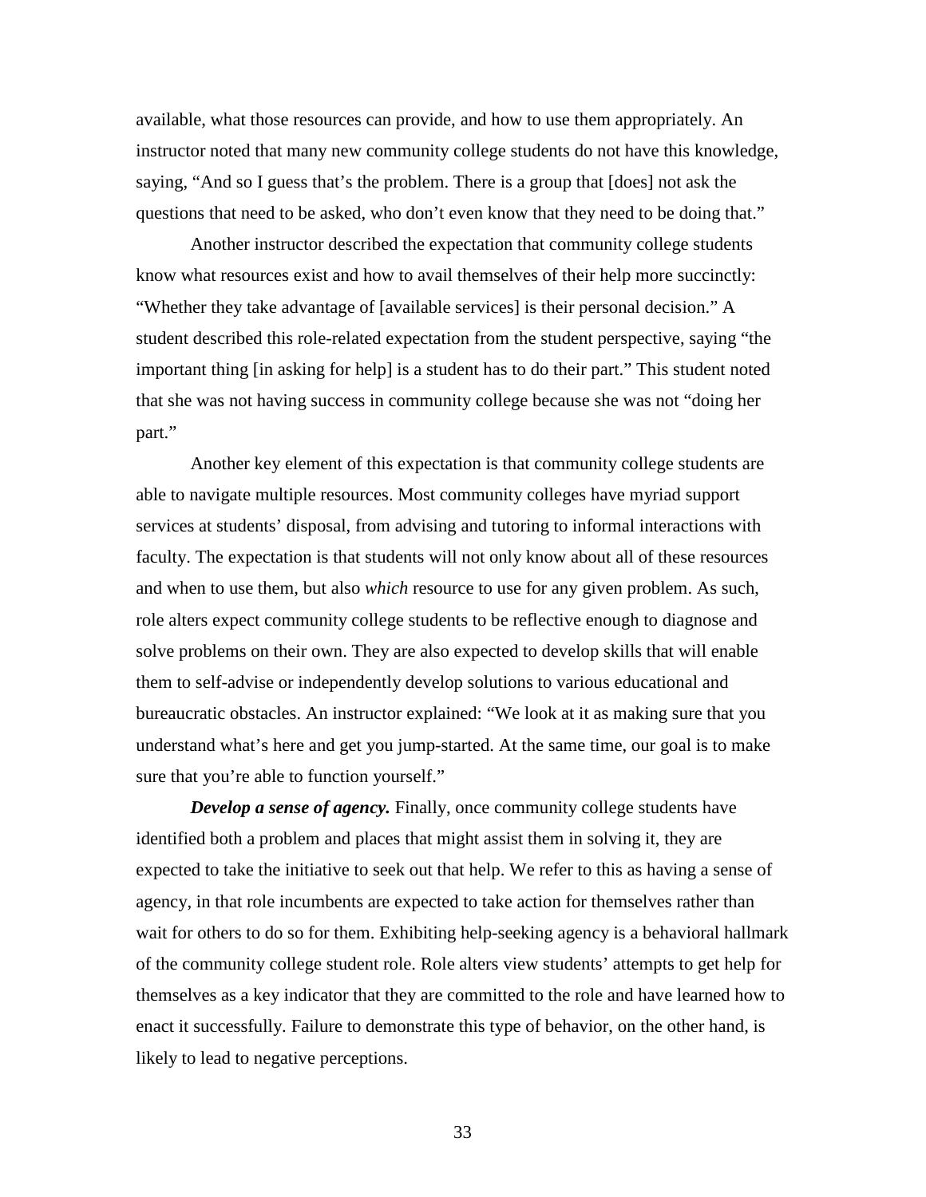available, what those resources can provide, and how to use them appropriately. An instructor noted that many new community college students do not have this knowledge, saying, "And so I guess that's the problem. There is a group that [does] not ask the questions that need to be asked, who don't even know that they need to be doing that."

Another instructor described the expectation that community college students know what resources exist and how to avail themselves of their help more succinctly: "Whether they take advantage of [available services] is their personal decision." A student described this role-related expectation from the student perspective, saying "the important thing [in asking for help] is a student has to do their part." This student noted that she was not having success in community college because she was not "doing her part."

Another key element of this expectation is that community college students are able to navigate multiple resources. Most community colleges have myriad support services at students' disposal, from advising and tutoring to informal interactions with faculty. The expectation is that students will not only know about all of these resources and when to use them, but also *which* resource to use for any given problem. As such, role alters expect community college students to be reflective enough to diagnose and solve problems on their own. They are also expected to develop skills that will enable them to self-advise or independently develop solutions to various educational and bureaucratic obstacles. An instructor explained: "We look at it as making sure that you understand what's here and get you jump-started. At the same time, our goal is to make sure that you're able to function yourself."

***Develop a sense of agency.*** Finally, once community college students have identified both a problem and places that might assist them in solving it, they are expected to take the initiative to seek out that help. We refer to this as having a sense of agency, in that role incumbents are expected to take action for themselves rather than wait for others to do so for them. Exhibiting help-seeking agency is a behavioral hallmark of the community college student role. Role alters view students' attempts to get help for themselves as a key indicator that they are committed to the role and have learned how to enact it successfully. Failure to demonstrate this type of behavior, on the other hand, is likely to lead to negative perceptions.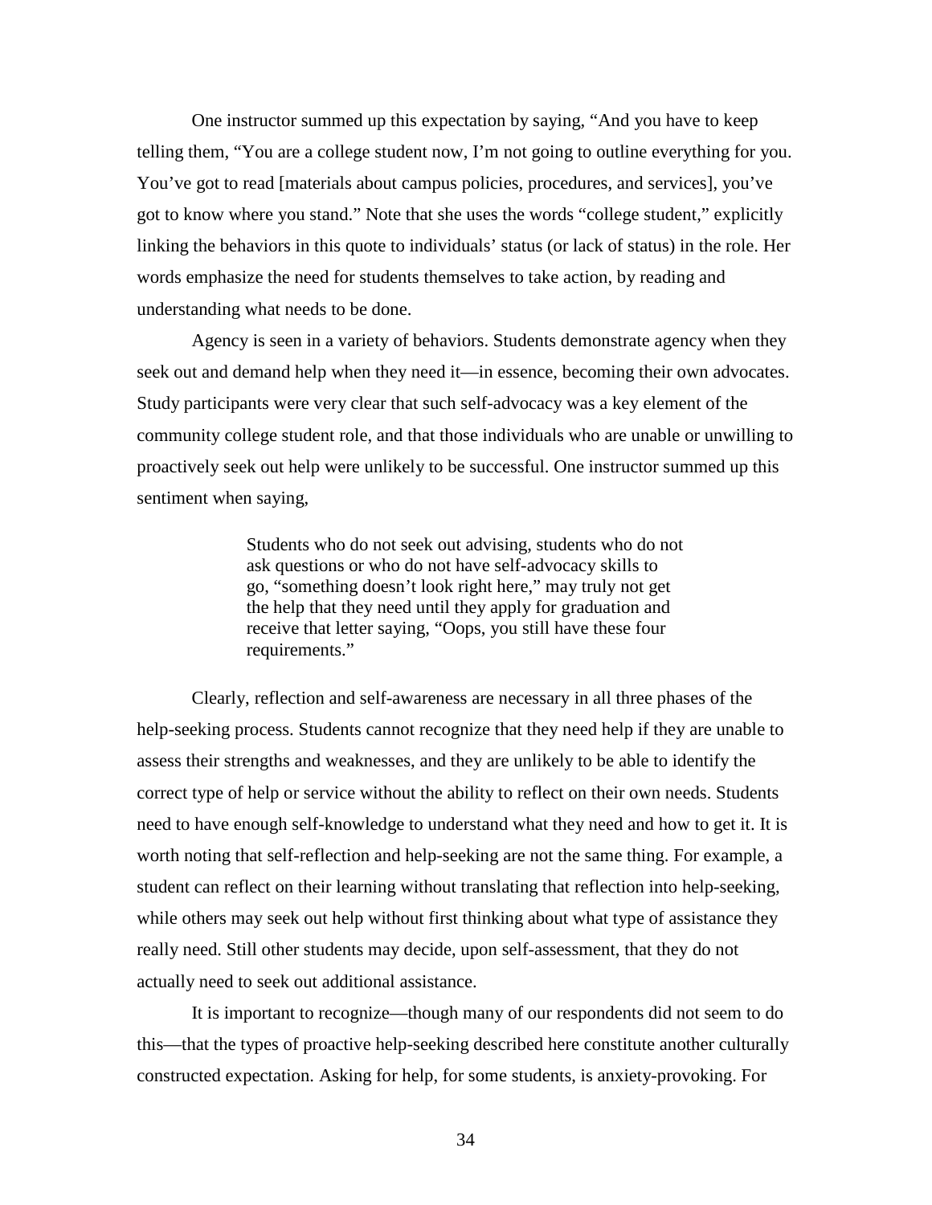One instructor summed up this expectation by saying, "And you have to keep telling them, "You are a college student now, I'm not going to outline everything for you. You've got to read [materials about campus policies, procedures, and services], you've got to know where you stand." Note that she uses the words "college student," explicitly linking the behaviors in this quote to individuals' status (or lack of status) in the role. Her words emphasize the need for students themselves to take action, by reading and understanding what needs to be done.

Agency is seen in a variety of behaviors. Students demonstrate agency when they seek out and demand help when they need it—in essence, becoming their own advocates. Study participants were very clear that such self-advocacy was a key element of the community college student role, and that those individuals who are unable or unwilling to proactively seek out help were unlikely to be successful. One instructor summed up this sentiment when saying,

> Students who do not seek out advising, students who do not ask questions or who do not have self-advocacy skills to go, "something doesn't look right here," may truly not get the help that they need until they apply for graduation and receive that letter saying, "Oops, you still have these four requirements."

Clearly, reflection and self-awareness are necessary in all three phases of the help-seeking process. Students cannot recognize that they need help if they are unable to assess their strengths and weaknesses, and they are unlikely to be able to identify the correct type of help or service without the ability to reflect on their own needs. Students need to have enough self-knowledge to understand what they need and how to get it. It is worth noting that self-reflection and help-seeking are not the same thing. For example, a student can reflect on their learning without translating that reflection into help-seeking, while others may seek out help without first thinking about what type of assistance they really need. Still other students may decide, upon self-assessment, that they do not actually need to seek out additional assistance.

It is important to recognize—though many of our respondents did not seem to do this—that the types of proactive help-seeking described here constitute another culturally constructed expectation. Asking for help, for some students, is anxiety-provoking. For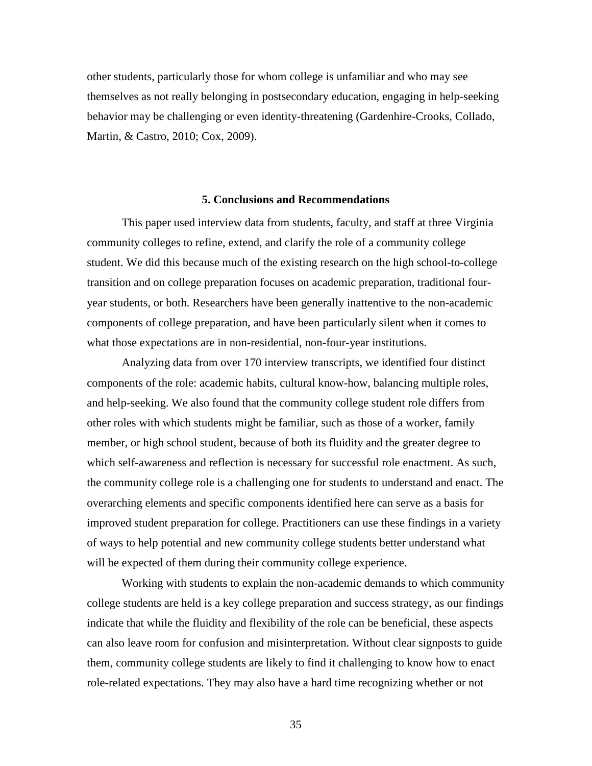other students, particularly those for whom college is unfamiliar and who may see themselves as not really belonging in postsecondary education, engaging in help-seeking behavior may be challenging or even identity-threatening (Gardenhire-Crooks, Collado, Martin, & Castro, 2010; Cox, 2009).

## 5. Conclusions and Recommendations

This paper used interview data from students, faculty, and staff at three Virginia community colleges to refine, extend, and clarify the role of a community college student. We did this because much of the existing research on the high school-to-college transition and on college preparation focuses on academic preparation, traditional four-year students, or both. Researchers have been generally inattentive to the non-academic components of college preparation, and have been particularly silent when it comes to what those expectations are in non-residential, non-four-year institutions.

Analyzing data from over 170 interview transcripts, we identified four distinct components of the role: academic habits, cultural know-how, balancing multiple roles, and help-seeking. We also found that the community college student role differs from other roles with which students might be familiar, such as those of a worker, family member, or high school student, because of both its fluidity and the greater degree to which self-awareness and reflection is necessary for successful role enactment. As such, the community college role is a challenging one for students to understand and enact. The overarching elements and specific components identified here can serve as a basis for improved student preparation for college. Practitioners can use these findings in a variety of ways to help potential and new community college students better understand what will be expected of them during their community college experience.

Working with students to explain the non-academic demands to which community college students are held is a key college preparation and success strategy, as our findings indicate that while the fluidity and flexibility of the role can be beneficial, these aspects can also leave room for confusion and misinterpretation. Without clear signposts to guide them, community college students are likely to find it challenging to know how to enact role-related expectations. They may also have a hard time recognizing whether or not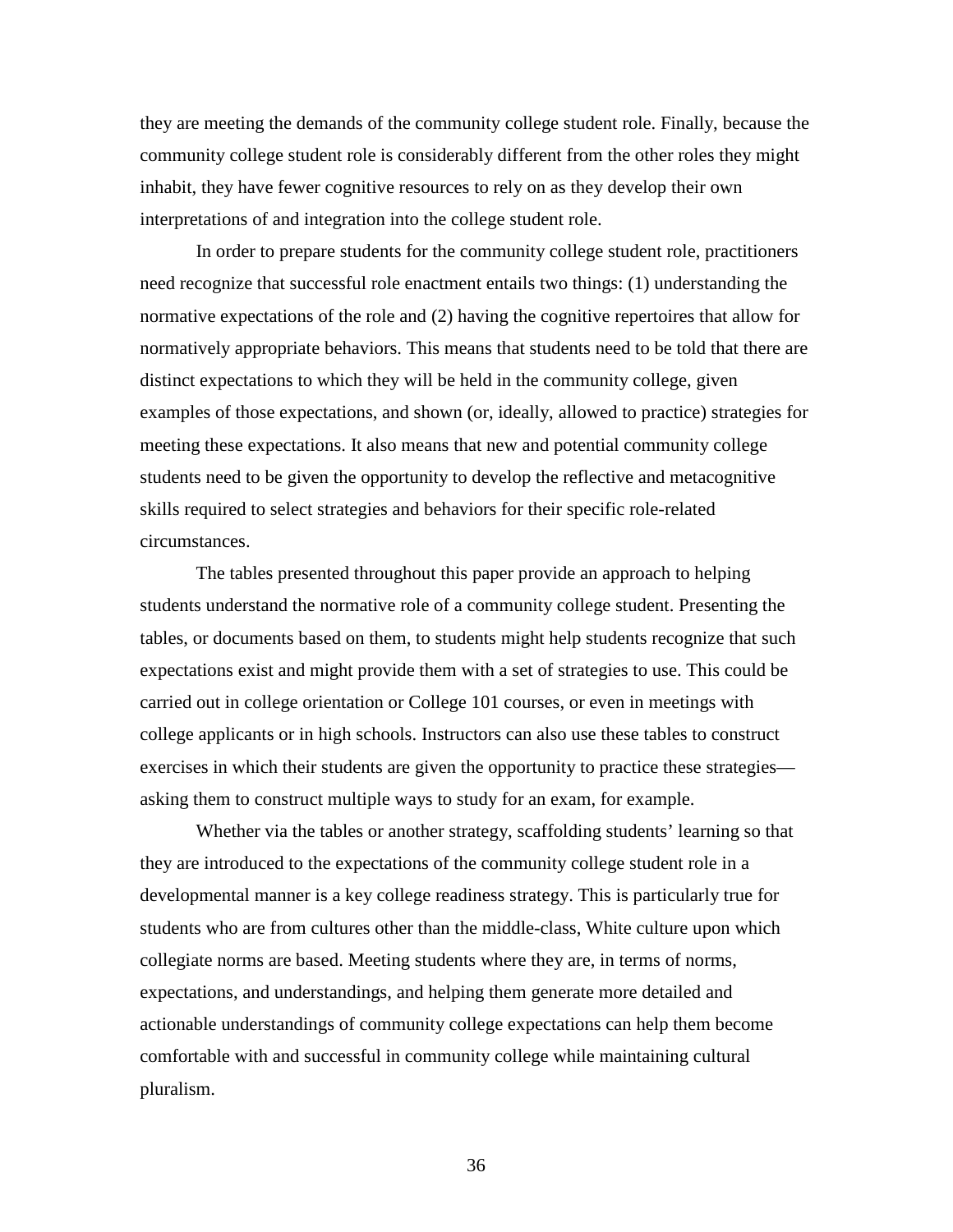they are meeting the demands of the community college student role. Finally, because the community college student role is considerably different from the other roles they might inhabit, they have fewer cognitive resources to rely on as they develop their own interpretations of and integration into the college student role.

In order to prepare students for the community college student role, practitioners need recognize that successful role enactment entails two things: (1) understanding the normative expectations of the role and (2) having the cognitive repertoires that allow for normatively appropriate behaviors. This means that students need to be told that there are distinct expectations to which they will be held in the community college, given examples of those expectations, and shown (or, ideally, allowed to practice) strategies for meeting these expectations. It also means that new and potential community college students need to be given the opportunity to develop the reflective and metacognitive skills required to select strategies and behaviors for their specific role-related circumstances.

The tables presented throughout this paper provide an approach to helping students understand the normative role of a community college student. Presenting the tables, or documents based on them, to students might help students recognize that such expectations exist and might provide them with a set of strategies to use. This could be carried out in college orientation or College 101 courses, or even in meetings with college applicants or in high schools. Instructors can also use these tables to construct exercises in which their students are given the opportunity to practice these strategies—asking them to construct multiple ways to study for an exam, for example.

Whether via the tables or another strategy, scaffolding students' learning so that they are introduced to the expectations of the community college student role in a developmental manner is a key college readiness strategy. This is particularly true for students who are from cultures other than the middle-class, White culture upon which collegiate norms are based. Meeting students where they are, in terms of norms, expectations, and understandings, and helping them generate more detailed and actionable understandings of community college expectations can help them become comfortable with and successful in community college while maintaining cultural pluralism.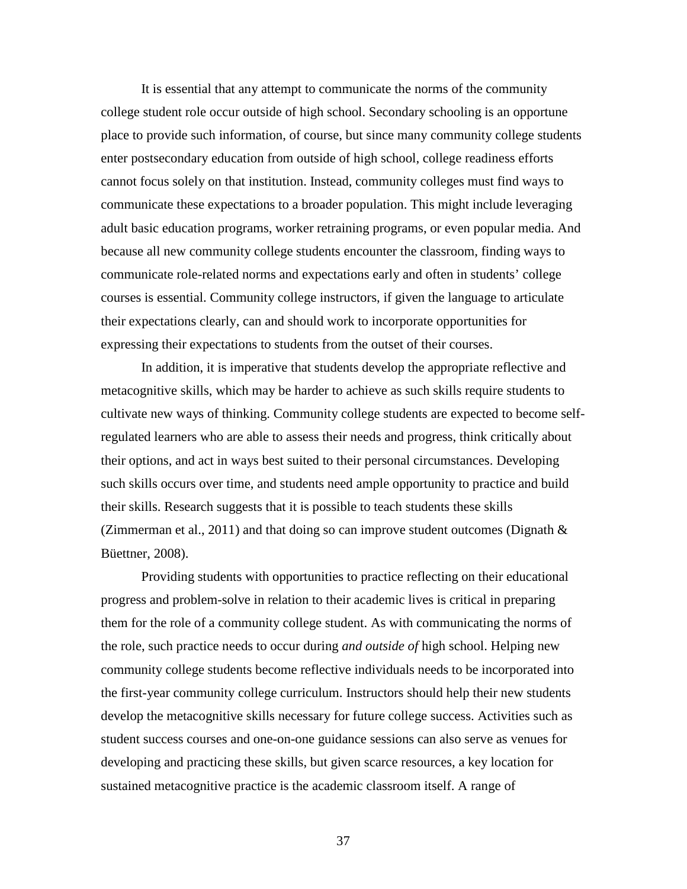It is essential that any attempt to communicate the norms of the community college student role occur outside of high school. Secondary schooling is an opportune place to provide such information, of course, but since many community college students enter postsecondary education from outside of high school, college readiness efforts cannot focus solely on that institution. Instead, community colleges must find ways to communicate these expectations to a broader population. This might include leveraging adult basic education programs, worker retraining programs, or even popular media. And because all new community college students encounter the classroom, finding ways to communicate role-related norms and expectations early and often in students' college courses is essential. Community college instructors, if given the language to articulate their expectations clearly, can and should work to incorporate opportunities for expressing their expectations to students from the outset of their courses.

In addition, it is imperative that students develop the appropriate reflective and metacognitive skills, which may be harder to achieve as such skills require students to cultivate new ways of thinking. Community college students are expected to become self-regulated learners who are able to assess their needs and progress, think critically about their options, and act in ways best suited to their personal circumstances. Developing such skills occurs over time, and students need ample opportunity to practice and build their skills. Research suggests that it is possible to teach students these skills (Zimmerman et al., 2011) and that doing so can improve student outcomes (Dignath & Büettner, 2008).

Providing students with opportunities to practice reflecting on their educational progress and problem-solve in relation to their academic lives is critical in preparing them for the role of a community college student. As with communicating the norms of the role, such practice needs to occur during *and outside of* high school. Helping new community college students become reflective individuals needs to be incorporated into the first-year community college curriculum. Instructors should help their new students develop the metacognitive skills necessary for future college success. Activities such as student success courses and one-on-one guidance sessions can also serve as venues for developing and practicing these skills, but given scarce resources, a key location for sustained metacognitive practice is the academic classroom itself. A range of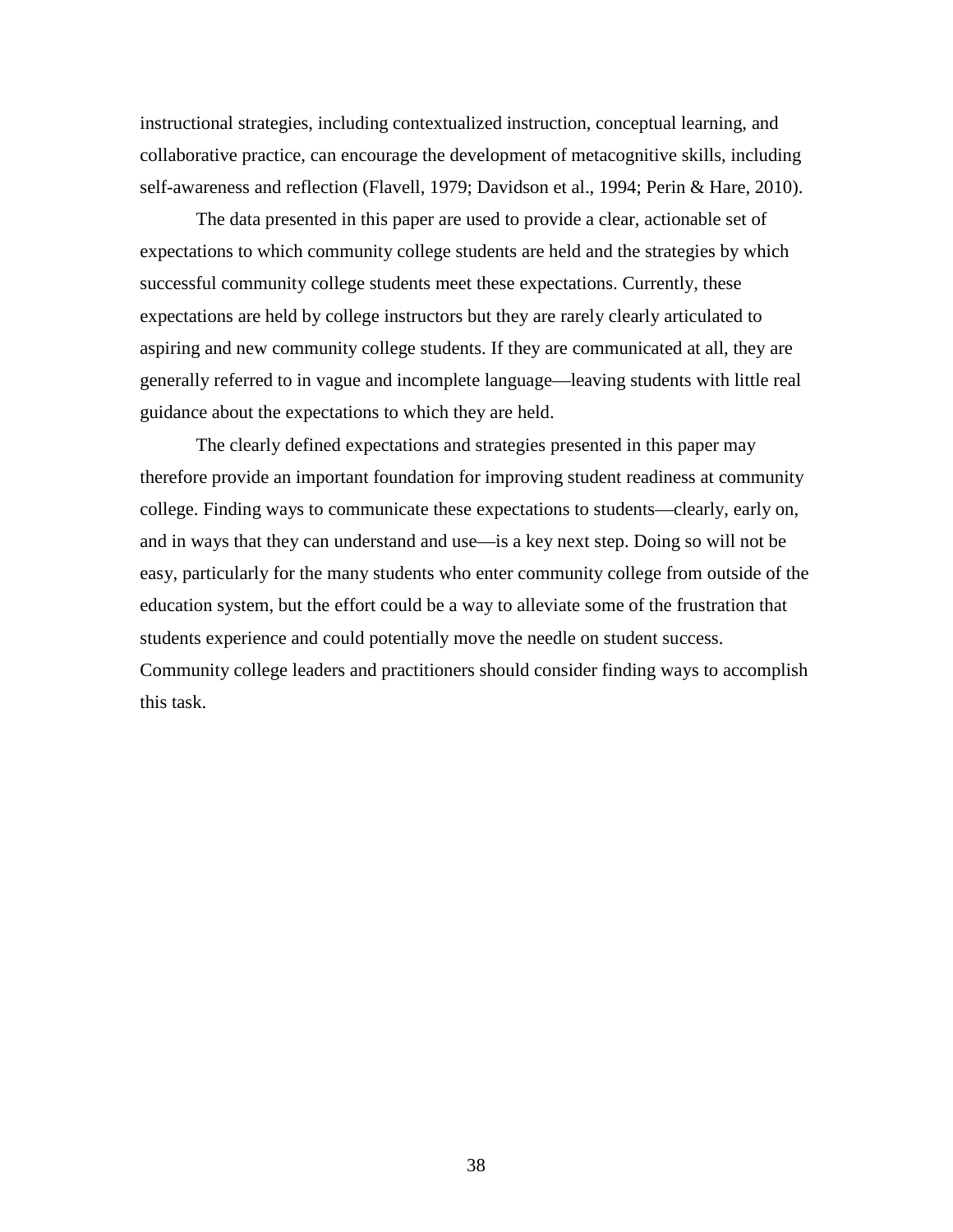instructional strategies, including contextualized instruction, conceptual learning, and collaborative practice, can encourage the development of metacognitive skills, including self-awareness and reflection (Flavell, 1979; Davidson et al., 1994; Perin & Hare, 2010).

The data presented in this paper are used to provide a clear, actionable set of expectations to which community college students are held and the strategies by which successful community college students meet these expectations. Currently, these expectations are held by college instructors but they are rarely clearly articulated to aspiring and new community college students. If they are communicated at all, they are generally referred to in vague and incomplete language—leaving students with little real guidance about the expectations to which they are held.

The clearly defined expectations and strategies presented in this paper may therefore provide an important foundation for improving student readiness at community college. Finding ways to communicate these expectations to students—clearly, early on, and in ways that they can understand and use—is a key next step. Doing so will not be easy, particularly for the many students who enter community college from outside of the education system, but the effort could be a way to alleviate some of the frustration that students experience and could potentially move the needle on student success. Community college leaders and practitioners should consider finding ways to accomplish this task.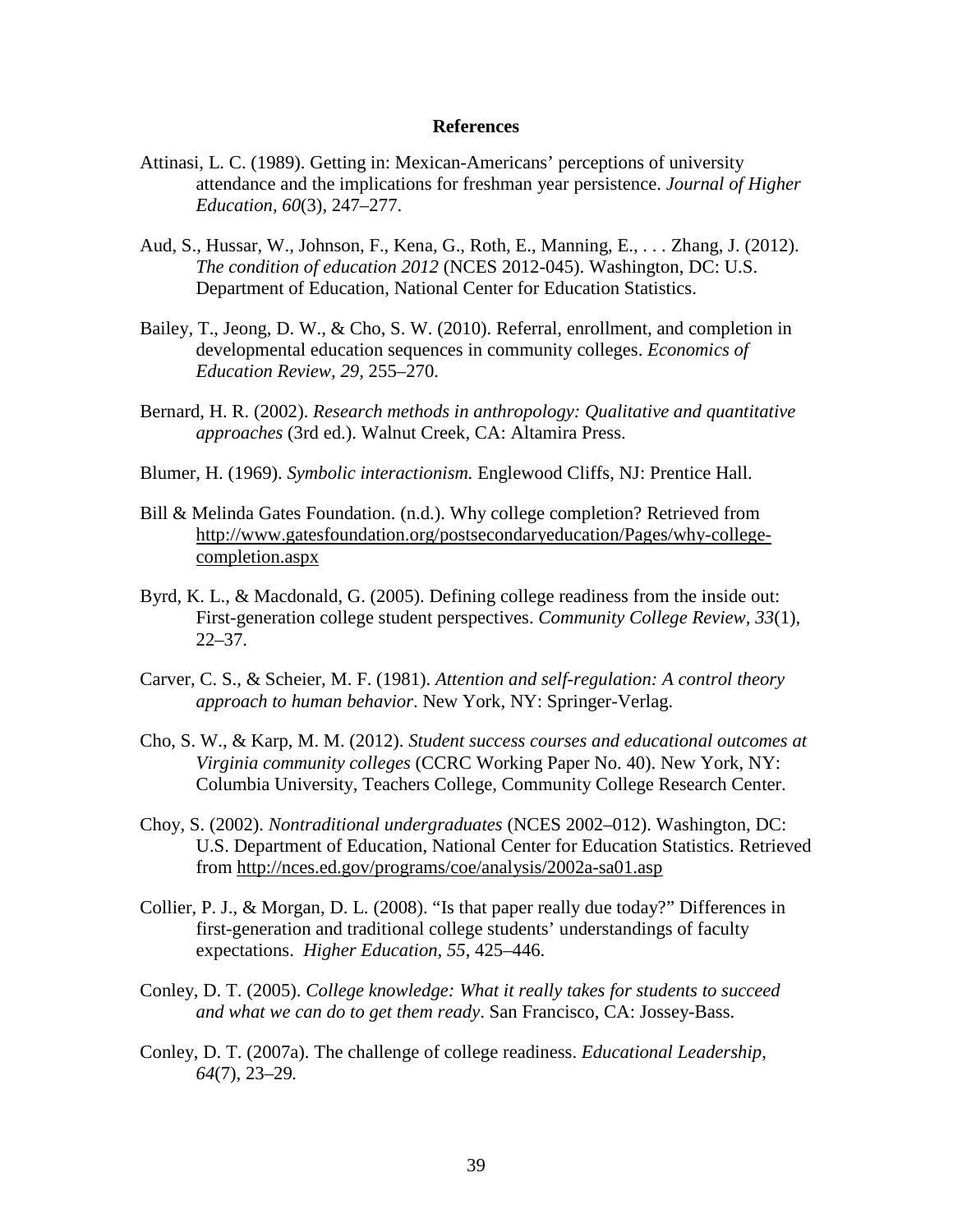# References

Attinasi, L. C. (1989). Getting in: Mexican-Americans' perceptions of university attendance and the implications for freshman year persistence. *Journal of Higher Education, 60*(3), 247–277.

Aud, S., Hussar, W., Johnson, F., Kena, G., Roth, E., Manning, E., . . . Zhang, J. (2012). *The condition of education 2012* (NCES 2012-045). Washington, DC: U.S. Department of Education, National Center for Education Statistics.

Bailey, T., Jeong, D. W., & Cho, S. W. (2010). Referral, enrollment, and completion in developmental education sequences in community colleges. *Economics of Education Review, 29,* 255–270.

Bernard, H. R. (2002). *Research methods in anthropology: Qualitative and quantitative approaches* (3rd ed.). Walnut Creek, CA: Altamira Press.

Blumer, H. (1969). *Symbolic interactionism.* Englewood Cliffs, NJ: Prentice Hall.

Bill & Melinda Gates Foundation. (n.d.). Why college completion? Retrieved from http://www.gatesfoundation.org/postsecondaryeducation/Pages/why-college-completion.aspx

Byrd, K. L., & Macdonald, G. (2005). Defining college readiness from the inside out: First-generation college student perspectives. *Community College Review, 33*(1), 22–37.

Carver, C. S., & Scheier, M. F. (1981). *Attention and self-regulation: A control theory approach to human behavior*. New York, NY: Springer-Verlag.

Cho, S. W., & Karp, M. M. (2012). *Student success courses and educational outcomes at Virginia community colleges* (CCRC Working Paper No. 40). New York, NY: Columbia University, Teachers College, Community College Research Center.

Choy, S. (2002). *Nontraditional undergraduates* (NCES 2002–012). Washington, DC: U.S. Department of Education, National Center for Education Statistics. Retrieved from http://nces.ed.gov/programs/coe/analysis/2002a-sa01.asp

Collier, P. J., & Morgan, D. L. (2008). "Is that paper really due today?" Differences in first-generation and traditional college students' understandings of faculty expectations. *Higher Education, 55*, 425–446.

Conley, D. T. (2005). *College knowledge: What it really takes for students to succeed and what we can do to get them ready*. San Francisco, CA: Jossey-Bass.

Conley, D. T. (2007a). The challenge of college readiness. *Educational Leadership, 64*(7), 23–29.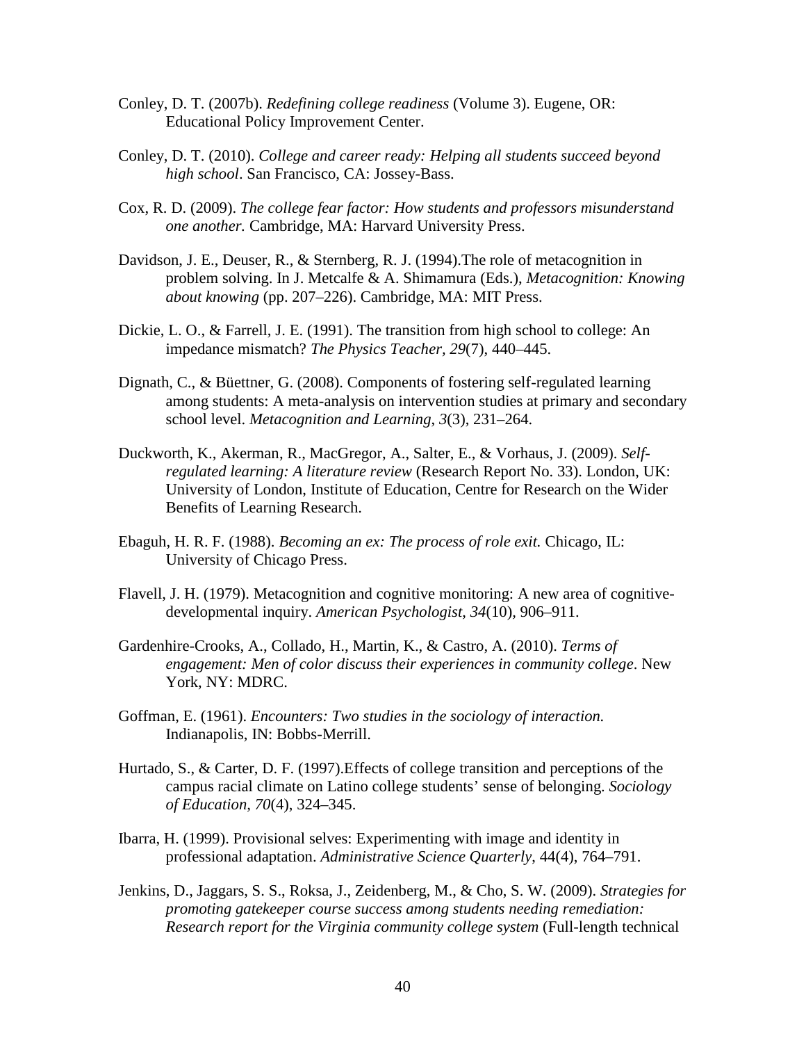Conley, D. T. (2007b). *Redefining college readiness* (Volume 3). Eugene, OR: Educational Policy Improvement Center.

Conley, D. T. (2010). *College and career ready: Helping all students succeed beyond high school*. San Francisco, CA: Jossey-Bass.

Cox, R. D. (2009). *The college fear factor: How students and professors misunderstand one another.* Cambridge, MA: Harvard University Press.

Davidson, J. E., Deuser, R., & Sternberg, R. J. (1994).The role of metacognition in problem solving. In J. Metcalfe & A. Shimamura (Eds.), *Metacognition: Knowing about knowing* (pp. 207–226). Cambridge, MA: MIT Press.

Dickie, L. O., & Farrell, J. E. (1991). The transition from high school to college: An impedance mismatch? *The Physics Teacher, 29*(7), 440–445.

Dignath, C., & Büettner, G. (2008). Components of fostering self-regulated learning among students: A meta-analysis on intervention studies at primary and secondary school level. *Metacognition and Learning*, *3*(3), 231–264.

Duckworth, K., Akerman, R., MacGregor, A., Salter, E., & Vorhaus, J. (2009). *Self-regulated learning: A literature review* (Research Report No. 33). London, UK: University of London, Institute of Education, Centre for Research on the Wider Benefits of Learning Research.

Ebaguh, H. R. F. (1988). *Becoming an ex: The process of role exit.* Chicago, IL: University of Chicago Press.

Flavell, J. H. (1979). Metacognition and cognitive monitoring: A new area of cognitive-developmental inquiry. *American Psychologist, 34*(10), 906–911.

Gardenhire-Crooks, A., Collado, H., Martin, K., & Castro, A. (2010). *Terms of engagement: Men of color discuss their experiences in community college*. New York, NY: MDRC.

Goffman, E. (1961). *Encounters: Two studies in the sociology of interaction.* Indianapolis, IN: Bobbs-Merrill.

Hurtado, S., & Carter, D. F. (1997).Effects of college transition and perceptions of the campus racial climate on Latino college students' sense of belonging. *Sociology of Education*, *70*(4), 324–345.

Ibarra, H. (1999). Provisional selves: Experimenting with image and identity in professional adaptation. *Administrative Science Quarterly*, 44(4), 764–791.

Jenkins, D., Jaggars, S. S., Roksa, J., Zeidenberg, M., & Cho, S. W. (2009). *Strategies for promoting gatekeeper course success among students needing remediation: Research report for the Virginia community college system* (Full-length technical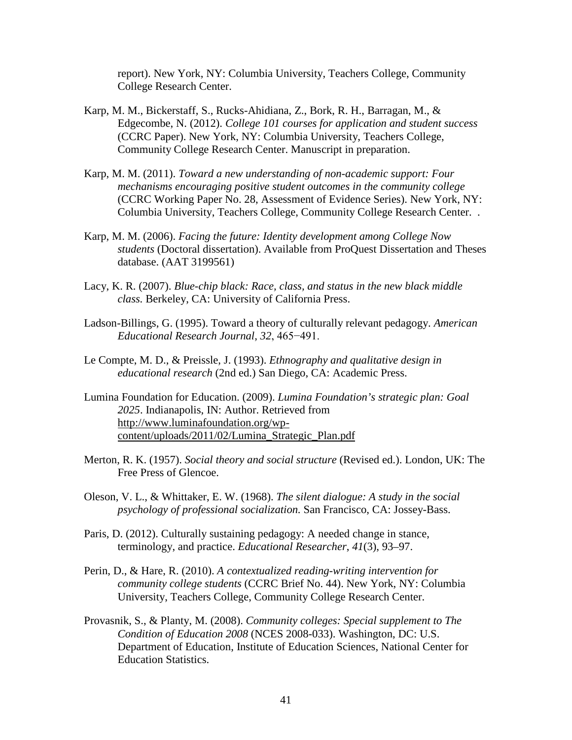report). New York, NY: Columbia University, Teachers College, Community College Research Center.

Karp, M. M., Bickerstaff, S., Rucks-Ahidiana, Z., Bork, R. H., Barragan, M., & Edgecombe, N. (2012). *College 101 courses for application and student success* (CCRC Paper). New York, NY: Columbia University, Teachers College, Community College Research Center. Manuscript in preparation.

Karp, M. M. (2011). *Toward a new understanding of non-academic support: Four mechanisms encouraging positive student outcomes in the community college* (CCRC Working Paper No. 28, Assessment of Evidence Series). New York, NY: Columbia University, Teachers College, Community College Research Center. .

Karp, M. M. (2006). *Facing the future: Identity development among College Now students* (Doctoral dissertation). Available from ProQuest Dissertation and Theses database. (AAT 3199561)

Lacy, K. R. (2007). *Blue-chip black: Race, class, and status in the new black middle class.* Berkeley, CA: University of California Press.

Ladson-Billings, G. (1995). Toward a theory of culturally relevant pedagogy. *American Educational Research Journal*, *32*, 465−491.

Le Compte, M. D., & Preissle, J. (1993). *Ethnography and qualitative design in educational research* (2nd ed.) San Diego, CA: Academic Press.

Lumina Foundation for Education. (2009). *Lumina Foundation's strategic plan: Goal 2025*. Indianapolis, IN: Author. Retrieved from http://www.luminafoundation.org/wp-content/uploads/2011/02/Lumina_Strategic_Plan.pdf

Merton, R. K. (1957). *Social theory and social structure* (Revised ed.). London, UK: The Free Press of Glencoe.

Oleson, V. L., & Whittaker, E. W. (1968). *The silent dialogue: A study in the social psychology of professional socialization.* San Francisco, CA: Jossey-Bass.

Paris, D. (2012). Culturally sustaining pedagogy: A needed change in stance, terminology, and practice. *Educational Researcher*, *41*(3), 93–97.

Perin, D., & Hare, R. (2010). *A contextualized reading-writing intervention for community college students* (CCRC Brief No. 44). New York, NY: Columbia University, Teachers College, Community College Research Center.

Provasnik, S., & Planty, M. (2008). *Community colleges: Special supplement to The Condition of Education 2008* (NCES 2008-033). Washington, DC: U.S. Department of Education, Institute of Education Sciences, National Center for Education Statistics.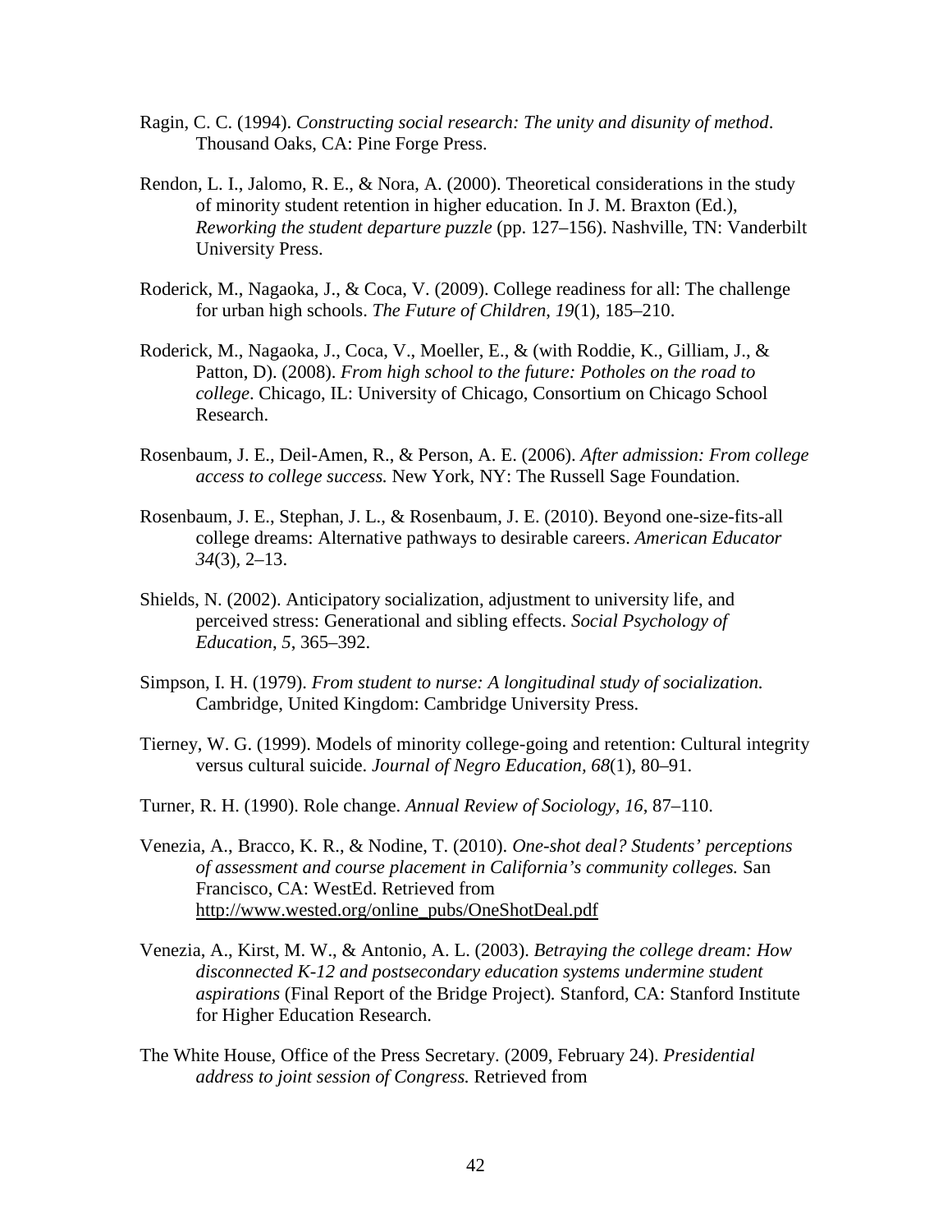Ragin, C. C. (1994). *Constructing social research: The unity and disunity of method*. Thousand Oaks, CA: Pine Forge Press.

Rendon, L. I., Jalomo, R. E., & Nora, A. (2000). Theoretical considerations in the study of minority student retention in higher education. In J. M. Braxton (Ed.), *Reworking the student departure puzzle* (pp. 127–156). Nashville, TN: Vanderbilt University Press.

Roderick, M., Nagaoka, J., & Coca, V. (2009). College readiness for all: The challenge for urban high schools. *The Future of Children*, *19*(1), 185–210.

Roderick, M., Nagaoka, J., Coca, V., Moeller, E., & (with Roddie, K., Gilliam, J., & Patton, D). (2008). *From high school to the future: Potholes on the road to college*. Chicago, IL: University of Chicago, Consortium on Chicago School Research.

Rosenbaum, J. E., Deil-Amen, R., & Person, A. E. (2006). *After admission: From college access to college success.* New York, NY: The Russell Sage Foundation.

Rosenbaum, J. E., Stephan, J. L., & Rosenbaum, J. E. (2010). Beyond one-size-fits-all college dreams: Alternative pathways to desirable careers. *American Educator 34*(3), 2–13.

Shields, N. (2002). Anticipatory socialization, adjustment to university life, and perceived stress: Generational and sibling effects. *Social Psychology of Education*, *5*, 365–392.

Simpson, I. H. (1979). *From student to nurse: A longitudinal study of socialization.* Cambridge, United Kingdom: Cambridge University Press.

Tierney, W. G. (1999). Models of minority college-going and retention: Cultural integrity versus cultural suicide. *Journal of Negro Education*, *68*(1), 80–91.

Turner, R. H. (1990). Role change. *Annual Review of Sociology*, *16*, 87–110.

Venezia, A., Bracco, K. R., & Nodine, T. (2010). *One-shot deal? Students' perceptions of assessment and course placement in California's community colleges.* San Francisco, CA: WestEd. Retrieved from http://www.wested.org/online_pubs/OneShotDeal.pdf

Venezia, A., Kirst, M. W., & Antonio, A. L. (2003). *Betraying the college dream: How disconnected K-12 and postsecondary education systems undermine student aspirations* (Final Report of the Bridge Project). Stanford, CA: Stanford Institute for Higher Education Research.

The White House, Office of the Press Secretary. (2009, February 24). *Presidential address to joint session of Congress.* Retrieved from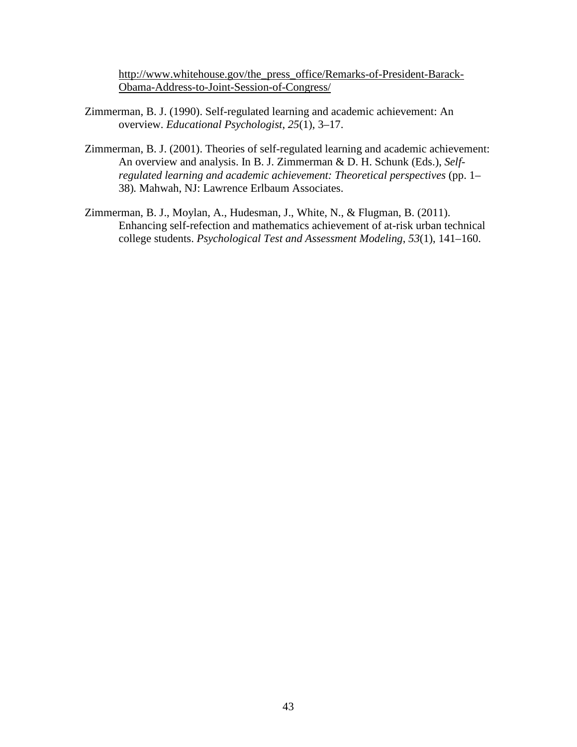http://www.whitehouse.gov/the_press_office/Remarks-of-President-Barack-Obama-Address-to-Joint-Session-of-Congress/

Zimmerman, B. J. (1990). Self-regulated learning and academic achievement: An overview. *Educational Psychologist*, *25*(1), 3–17.

Zimmerman, B. J. (2001). Theories of self-regulated learning and academic achievement: An overview and analysis. In B. J. Zimmerman & D. H. Schunk (Eds.), *Self-regulated learning and academic achievement: Theoretical perspectives* (pp. 1–38). Mahwah, NJ: Lawrence Erlbaum Associates.

Zimmerman, B. J., Moylan, A., Hudesman, J., White, N., & Flugman, B. (2011). Enhancing self-refection and mathematics achievement of at-risk urban technical college students. *Psychological Test and Assessment Modeling*, *53*(1), 141–160.